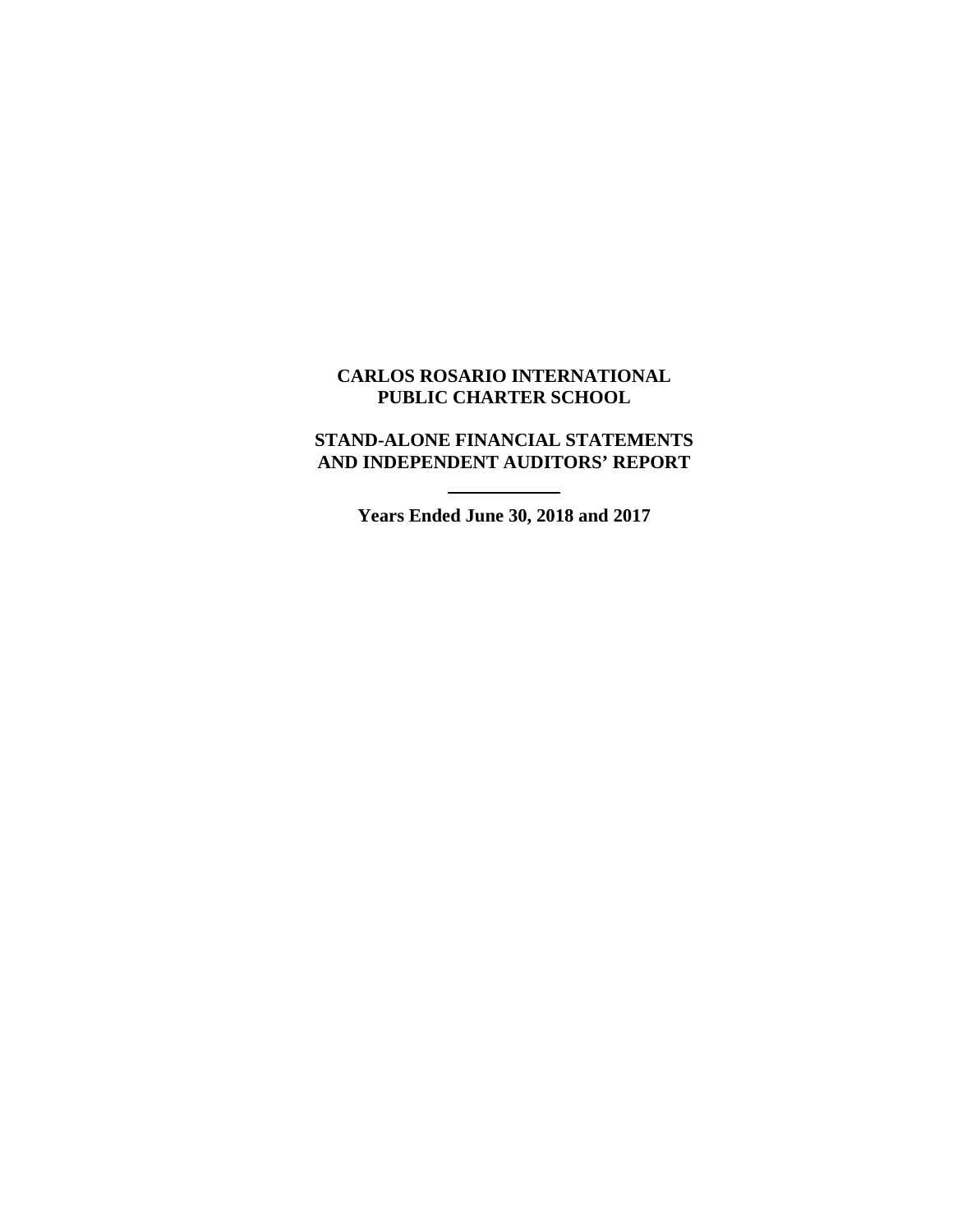# CARLOS ROSARIO INTERNATIONAL PUBLIC CHARTER SCHOOL

## STAND-ALONE FINANCIAL STATEMENTS AND INDEPENDENT AUDITORS' REPORT

---

**Years Ended June 30, 2018 and 2017**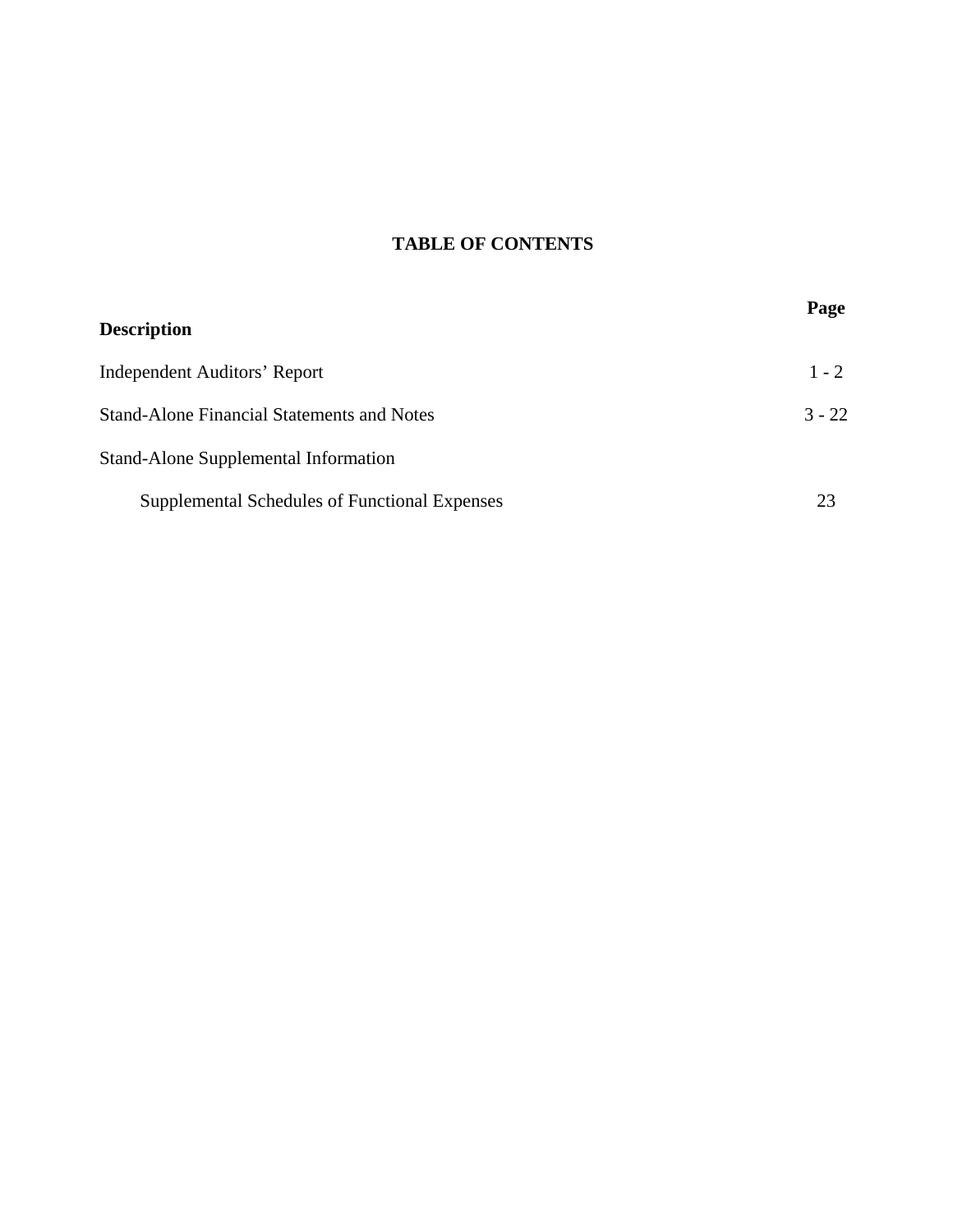# TABLE OF CONTENTS

| Description | Page |
| --- | --- |
| Independent Auditors' Report | 1 - 2 |
| Stand-Alone Financial Statements and Notes | 3 - 22 |
| Stand-Alone Supplemental Information | |
| Supplemental Schedules of Functional Expenses | 23 |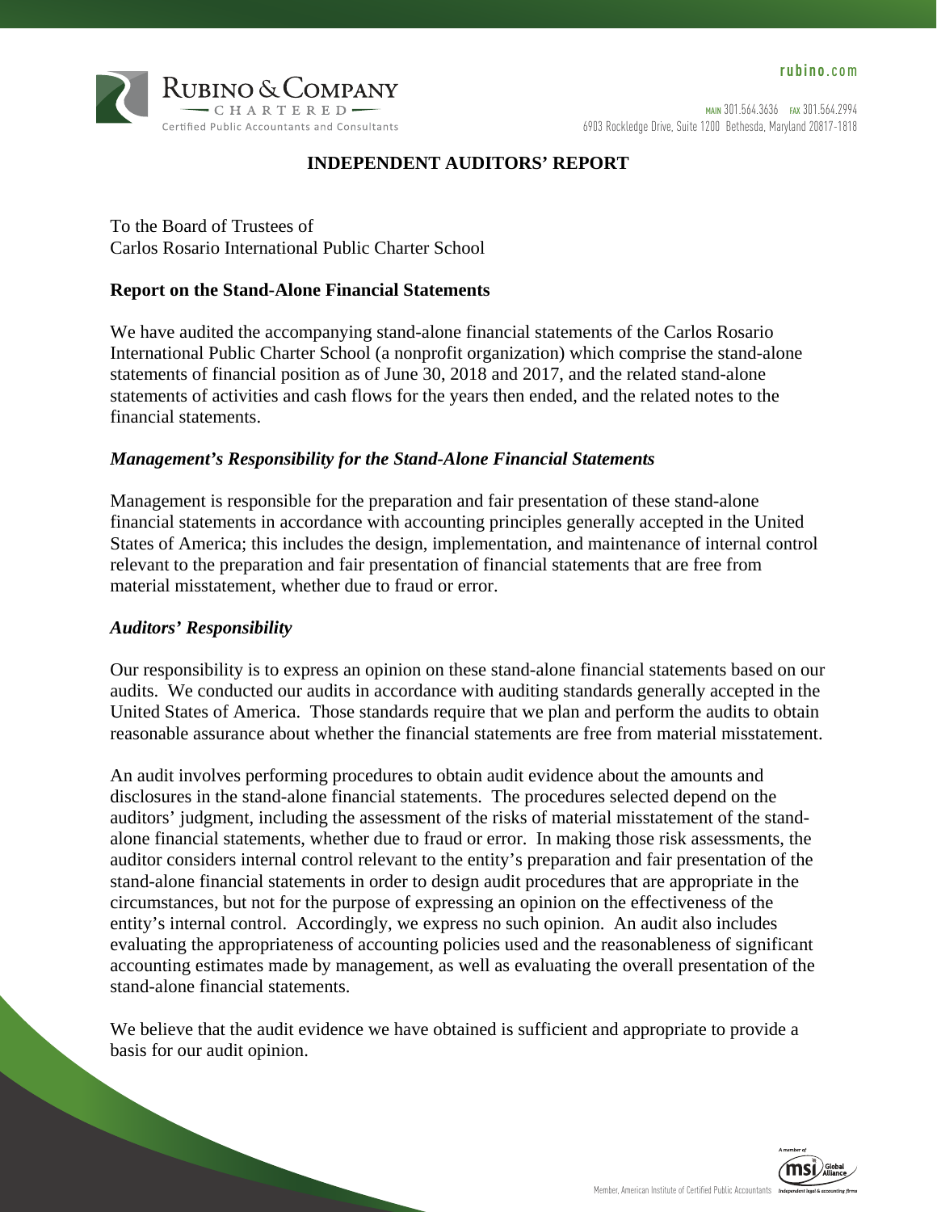# INDEPENDENT AUDITORS' REPORT

To the Board of Trustees of
Carlos Rosario International Public Charter School

## Report on the Stand-Alone Financial Statements

We have audited the accompanying stand-alone financial statements of the Carlos Rosario International Public Charter School (a nonprofit organization) which comprise the stand-alone statements of financial position as of June 30, 2018 and 2017, and the related stand-alone statements of activities and cash flows for the years then ended, and the related notes to the financial statements.

### *Management's Responsibility for the Stand-Alone Financial Statements*

Management is responsible for the preparation and fair presentation of these stand-alone financial statements in accordance with accounting principles generally accepted in the United States of America; this includes the design, implementation, and maintenance of internal control relevant to the preparation and fair presentation of financial statements that are free from material misstatement, whether due to fraud or error.

### *Auditors' Responsibility*

Our responsibility is to express an opinion on these stand-alone financial statements based on our audits. We conducted our audits in accordance with auditing standards generally accepted in the United States of America. Those standards require that we plan and perform the audits to obtain reasonable assurance about whether the financial statements are free from material misstatement.

An audit involves performing procedures to obtain audit evidence about the amounts and disclosures in the stand-alone financial statements. The procedures selected depend on the auditors' judgment, including the assessment of the risks of material misstatement of the stand-alone financial statements, whether due to fraud or error. In making those risk assessments, the auditor considers internal control relevant to the entity's preparation and fair presentation of the stand-alone financial statements in order to design audit procedures that are appropriate in the circumstances, but not for the purpose of expressing an opinion on the effectiveness of the entity's internal control. Accordingly, we express no such opinion. An audit also includes evaluating the appropriateness of accounting policies used and the reasonableness of significant accounting estimates made by management, as well as evaluating the overall presentation of the stand-alone financial statements.

We believe that the audit evidence we have obtained is sufficient and appropriate to provide a basis for our audit opinion.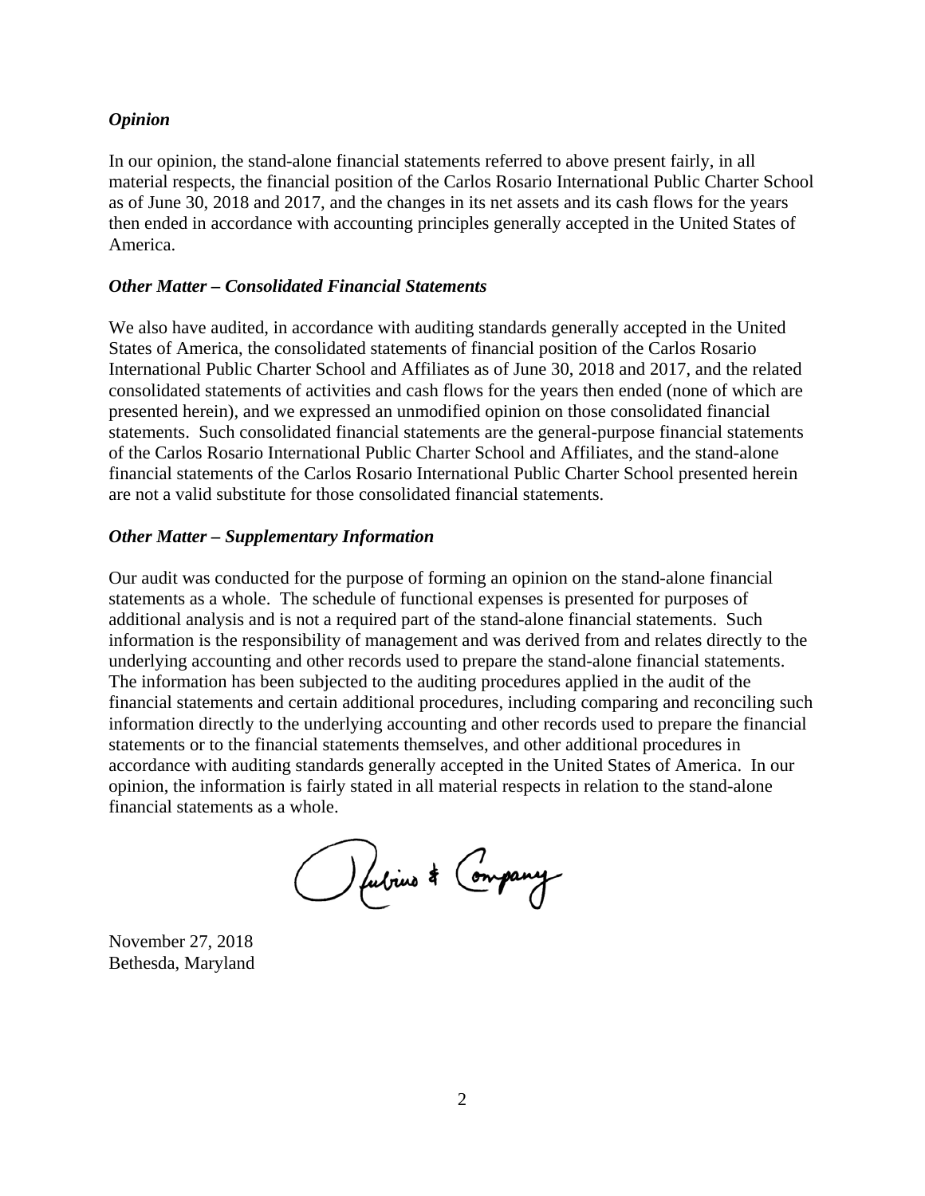### *Opinion*

In our opinion, the stand-alone financial statements referred to above present fairly, in all material respects, the financial position of the Carlos Rosario International Public Charter School as of June 30, 2018 and 2017, and the changes in its net assets and its cash flows for the years then ended in accordance with accounting principles generally accepted in the United States of America.

### *Other Matter – Consolidated Financial Statements*

We also have audited, in accordance with auditing standards generally accepted in the United States of America, the consolidated statements of financial position of the Carlos Rosario International Public Charter School and Affiliates as of June 30, 2018 and 2017, and the related consolidated statements of activities and cash flows for the years then ended (none of which are presented herein), and we expressed an unmodified opinion on those consolidated financial statements. Such consolidated financial statements are the general-purpose financial statements of the Carlos Rosario International Public Charter School and Affiliates, and the stand-alone financial statements of the Carlos Rosario International Public Charter School presented herein are not a valid substitute for those consolidated financial statements.

### *Other Matter – Supplementary Information*

Our audit was conducted for the purpose of forming an opinion on the stand-alone financial statements as a whole. The schedule of functional expenses is presented for purposes of additional analysis and is not a required part of the stand-alone financial statements. Such information is the responsibility of management and was derived from and relates directly to the underlying accounting and other records used to prepare the stand-alone financial statements. The information has been subjected to the auditing procedures applied in the audit of the financial statements and certain additional procedures, including comparing and reconciling such information directly to the underlying accounting and other records used to prepare the financial statements or to the financial statements themselves, and other additional procedures in accordance with auditing standards generally accepted in the United States of America. In our opinion, the information is fairly stated in all material respects in relation to the stand-alone financial statements as a whole.

Thubius & Company

November 27, 2018
Bethesda, Maryland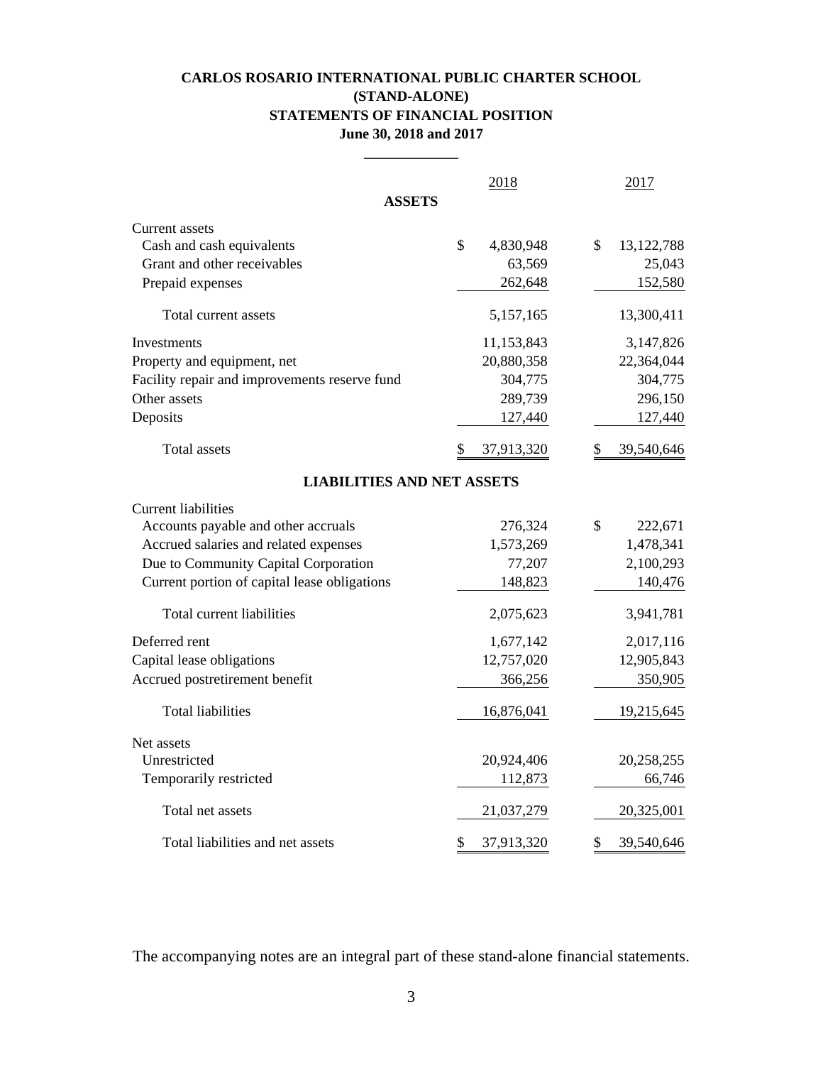# CARLOS ROSARIO INTERNATIONAL PUBLIC CHARTER SCHOOL
## (STAND-ALONE)
## STATEMENTS OF FINANCIAL POSITION
### June 30, 2018 and 2017

| | 2018 | 2017 |
|---|---|---|
| **ASSETS** | | |
| Current assets | | |
| Cash and cash equivalents | $ 4,830,948 | $ 13,122,788 |
| Grant and other receivables | 63,569 | 25,043 |
| Prepaid expenses | 262,648 | 152,580 |
| Total current assets | 5,157,165 | 13,300,411 |
| Investments | 11,153,843 | 3,147,826 |
| Property and equipment, net | 20,880,358 | 22,364,044 |
| Facility repair and improvements reserve fund | 304,775 | 304,775 |
| Other assets | 289,739 | 296,150 |
| Deposits | 127,440 | 127,440 |
| Total assets | $ 37,913,320 | $ 39,540,646 |
| **LIABILITIES AND NET ASSETS** | | |
| Current liabilities | | |
| Accounts payable and other accruals | 276,324 | $ 222,671 |
| Accrued salaries and related expenses | 1,573,269 | 1,478,341 |
| Due to Community Capital Corporation | 77,207 | 2,100,293 |
| Current portion of capital lease obligations | 148,823 | 140,476 |
| Total current liabilities | 2,075,623 | 3,941,781 |
| Deferred rent | 1,677,142 | 2,017,116 |
| Capital lease obligations | 12,757,020 | 12,905,843 |
| Accrued postretirement benefit | 366,256 | 350,905 |
| Total liabilities | 16,876,041 | 19,215,645 |
| Net assets | | |
| Unrestricted | 20,924,406 | 20,258,255 |
| Temporarily restricted | 112,873 | 66,746 |
| Total net assets | 21,037,279 | 20,325,001 |
| Total liabilities and net assets | $ 37,913,320 | $ 39,540,646 |

The accompanying notes are an integral part of these stand-alone financial statements.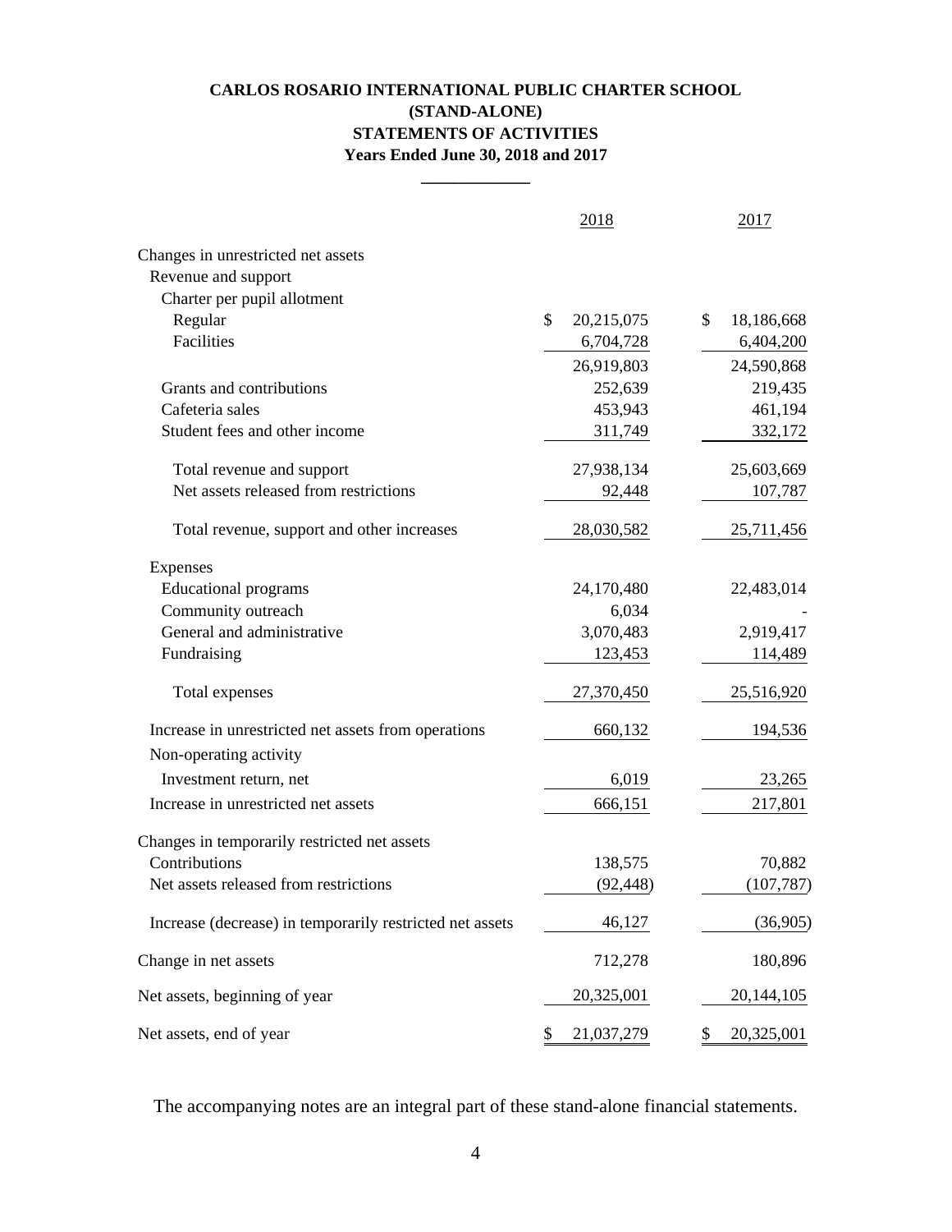# CARLOS ROSARIO INTERNATIONAL PUBLIC CHARTER SCHOOL
## (STAND-ALONE)
## STATEMENTS OF ACTIVITIES
### Years Ended June 30, 2018 and 2017

| | 2018 | 2017 |
|---|---|---|
| Changes in unrestricted net assets | | |
| Revenue and support | | |
| Charter per pupil allotment | | |
| Regular | $ 20,215,075 | $ 18,186,668 |
| Facilities | 6,704,728 | 6,404,200 |
| | 26,919,803 | 24,590,868 |
| Grants and contributions | 252,639 | 219,435 |
| Cafeteria sales | 453,943 | 461,194 |
| Student fees and other income | 311,749 | 332,172 |
| Total revenue and support | 27,938,134 | 25,603,669 |
| Net assets released from restrictions | 92,448 | 107,787 |
| Total revenue, support and other increases | 28,030,582 | 25,711,456 |
| Expenses | | |
| Educational programs | 24,170,480 | 22,483,014 |
| Community outreach | 6,034 | - |
| General and administrative | 3,070,483 | 2,919,417 |
| Fundraising | 123,453 | 114,489 |
| Total expenses | 27,370,450 | 25,516,920 |
| Increase in unrestricted net assets from operations | 660,132 | 194,536 |
| Non-operating activity | | |
| Investment return, net | 6,019 | 23,265 |
| Increase in unrestricted net assets | 666,151 | 217,801 |
| Changes in temporarily restricted net assets | | |
| Contributions | 138,575 | 70,882 |
| Net assets released from restrictions | (92,448) | (107,787) |
| Increase (decrease) in temporarily restricted net assets | 46,127 | (36,905) |
| Change in net assets | 712,278 | 180,896 |
| Net assets, beginning of year | 20,325,001 | 20,144,105 |
| Net assets, end of year | $ 21,037,279 | $ 20,325,001 |

The accompanying notes are an integral part of these stand-alone financial statements.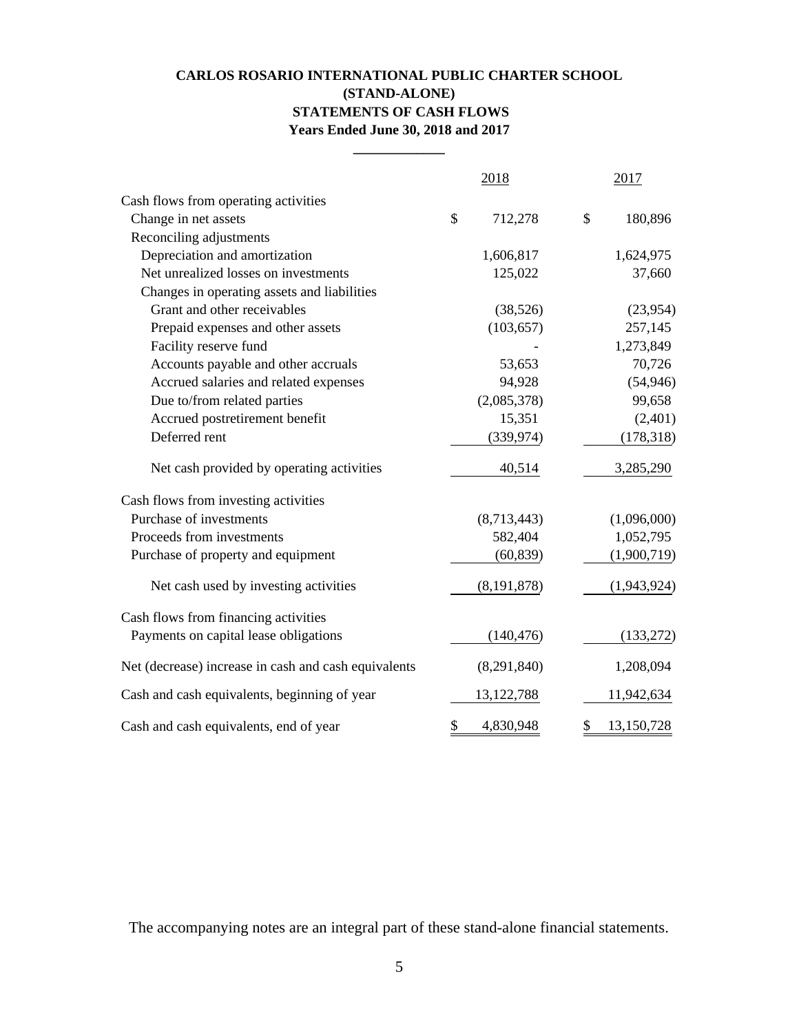# CARLOS ROSARIO INTERNATIONAL PUBLIC CHARTER SCHOOL
## (STAND-ALONE)
## STATEMENTS OF CASH FLOWS
### Years Ended June 30, 2018 and 2017

| | 2018 | 2017 |
|---|---|---|
| Cash flows from operating activities | | |
| Change in net assets | $ 712,278 | $ 180,896 |
| Reconciling adjustments | | |
| Depreciation and amortization | 1,606,817 | 1,624,975 |
| Net unrealized losses on investments | 125,022 | 37,660 |
| Changes in operating assets and liabilities | | |
| Grant and other receivables | (38,526) | (23,954) |
| Prepaid expenses and other assets | (103,657) | 257,145 |
| Facility reserve fund | - | 1,273,849 |
| Accounts payable and other accruals | 53,653 | 70,726 |
| Accrued salaries and related expenses | 94,928 | (54,946) |
| Due to/from related parties | (2,085,378) | 99,658 |
| Accrued postretirement benefit | 15,351 | (2,401) |
| Deferred rent | (339,974) | (178,318) |
| Net cash provided by operating activities | 40,514 | 3,285,290 |
| Cash flows from investing activities | | |
| Purchase of investments | (8,713,443) | (1,096,000) |
| Proceeds from investments | 582,404 | 1,052,795 |
| Purchase of property and equipment | (60,839) | (1,900,719) |
| Net cash used by investing activities | (8,191,878) | (1,943,924) |
| Cash flows from financing activities | | |
| Payments on capital lease obligations | (140,476) | (133,272) |
| Net (decrease) increase in cash and cash equivalents | (8,291,840) | 1,208,094 |
| Cash and cash equivalents, beginning of year | 13,122,788 | 11,942,634 |
| Cash and cash equivalents, end of year | $ 4,830,948 | $ 13,150,728 |

The accompanying notes are an integral part of these stand-alone financial statements.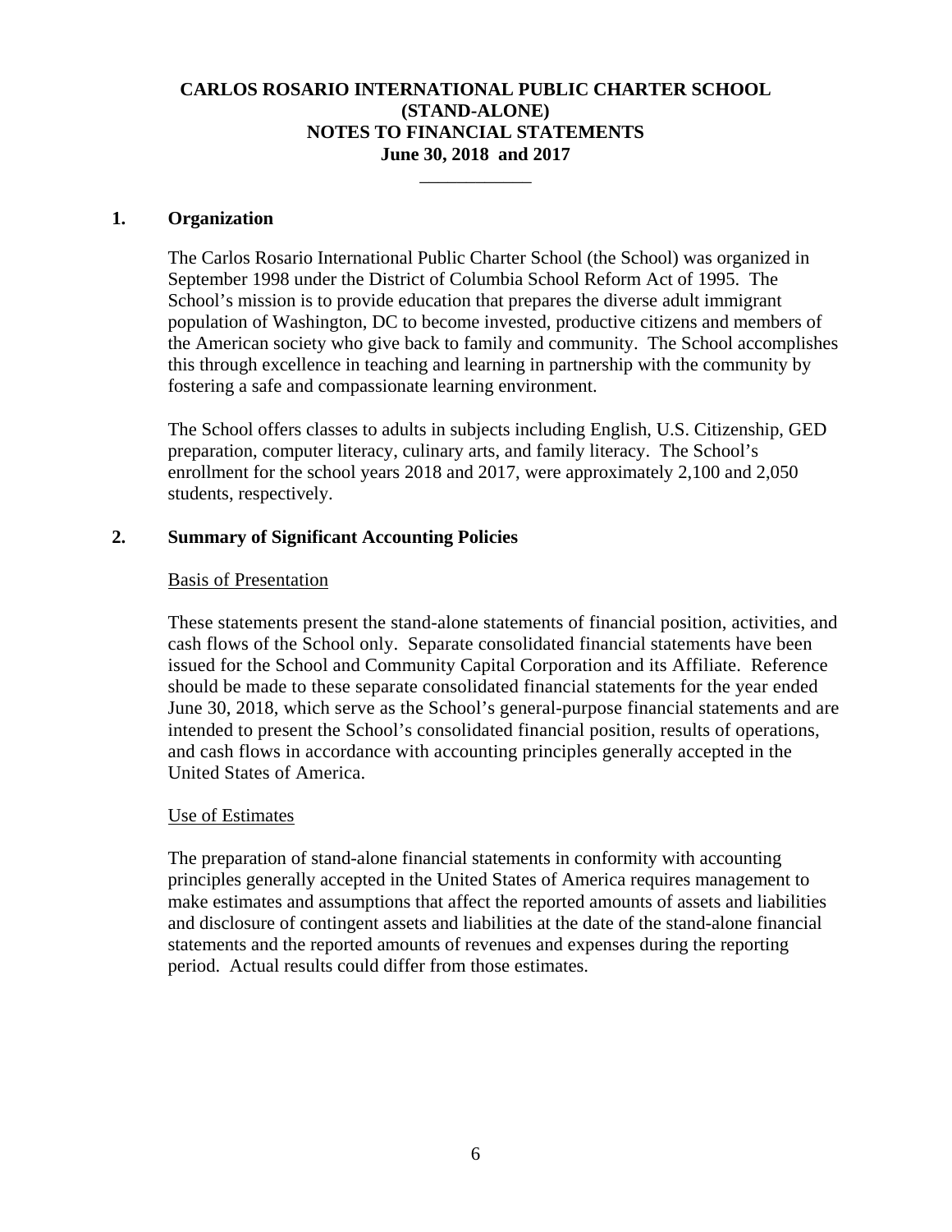# CARLOS ROSARIO INTERNATIONAL PUBLIC CHARTER SCHOOL
# (STAND-ALONE)
# NOTES TO FINANCIAL STATEMENTS
# June 30, 2018 and 2017

## 1. Organization

The Carlos Rosario International Public Charter School (the School) was organized in September 1998 under the District of Columbia School Reform Act of 1995. The School's mission is to provide education that prepares the diverse adult immigrant population of Washington, DC to become invested, productive citizens and members of the American society who give back to family and community. The School accomplishes this through excellence in teaching and learning in partnership with the community by fostering a safe and compassionate learning environment.

The School offers classes to adults in subjects including English, U.S. Citizenship, GED preparation, computer literacy, culinary arts, and family literacy. The School's enrollment for the school years 2018 and 2017, were approximately 2,100 and 2,050 students, respectively.

## 2. Summary of Significant Accounting Policies

### Basis of Presentation

These statements present the stand-alone statements of financial position, activities, and cash flows of the School only. Separate consolidated financial statements have been issued for the School and Community Capital Corporation and its Affiliate. Reference should be made to these separate consolidated financial statements for the year ended June 30, 2018, which serve as the School's general-purpose financial statements and are intended to present the School's consolidated financial position, results of operations, and cash flows in accordance with accounting principles generally accepted in the United States of America.

### Use of Estimates

The preparation of stand-alone financial statements in conformity with accounting principles generally accepted in the United States of America requires management to make estimates and assumptions that affect the reported amounts of assets and liabilities and disclosure of contingent assets and liabilities at the date of the stand-alone financial statements and the reported amounts of revenues and expenses during the reporting period. Actual results could differ from those estimates.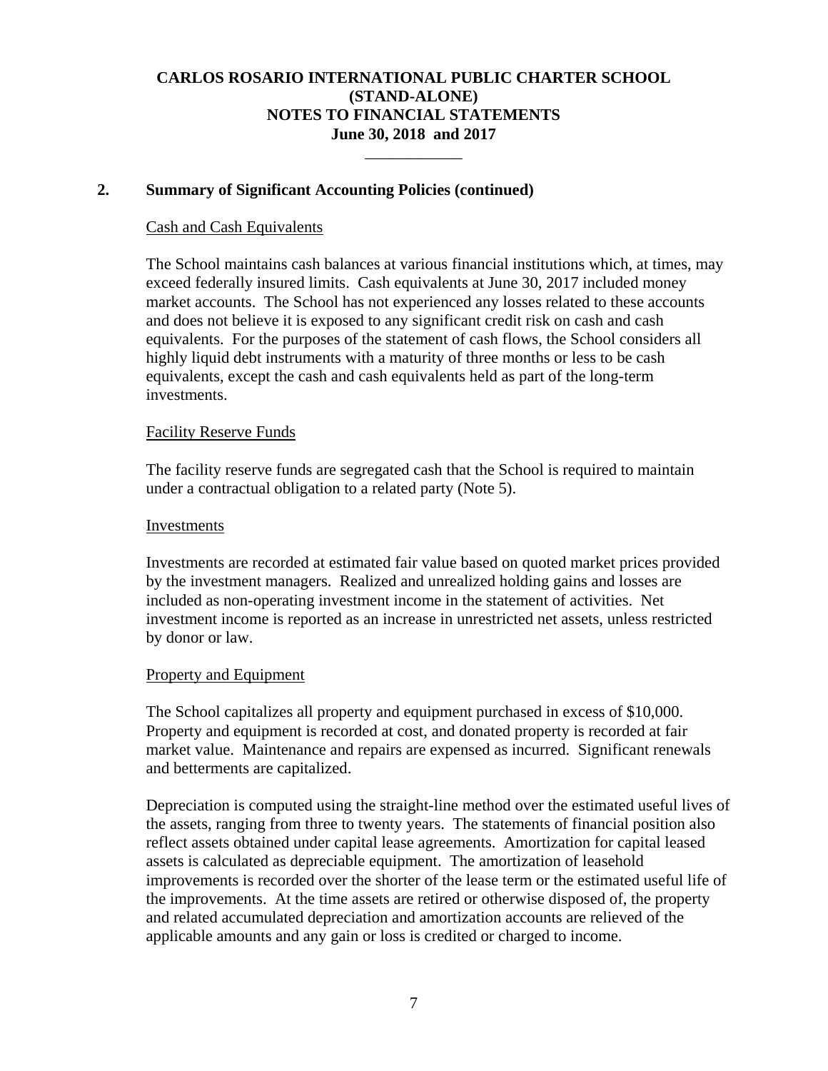# CARLOS ROSARIO INTERNATIONAL PUBLIC CHARTER SCHOOL
## (STAND-ALONE)
## NOTES TO FINANCIAL STATEMENTS
## June 30, 2018 and 2017

**2. Summary of Significant Accounting Policies (continued)**

Cash and Cash Equivalents

The School maintains cash balances at various financial institutions which, at times, may exceed federally insured limits. Cash equivalents at June 30, 2017 included money market accounts. The School has not experienced any losses related to these accounts and does not believe it is exposed to any significant credit risk on cash and cash equivalents. For the purposes of the statement of cash flows, the School considers all highly liquid debt instruments with a maturity of three months or less to be cash equivalents, except the cash and cash equivalents held as part of the long-term investments.

Facility Reserve Funds

The facility reserve funds are segregated cash that the School is required to maintain under a contractual obligation to a related party (Note 5).

Investments

Investments are recorded at estimated fair value based on quoted market prices provided by the investment managers. Realized and unrealized holding gains and losses are included as non-operating investment income in the statement of activities. Net investment income is reported as an increase in unrestricted net assets, unless restricted by donor or law.

Property and Equipment

The School capitalizes all property and equipment purchased in excess of $10,000. Property and equipment is recorded at cost, and donated property is recorded at fair market value. Maintenance and repairs are expensed as incurred. Significant renewals and betterments are capitalized.

Depreciation is computed using the straight-line method over the estimated useful lives of the assets, ranging from three to twenty years. The statements of financial position also reflect assets obtained under capital lease agreements. Amortization for capital leased assets is calculated as depreciable equipment. The amortization of leasehold improvements is recorded over the shorter of the lease term or the estimated useful life of the improvements. At the time assets are retired or otherwise disposed of, the property and related accumulated depreciation and amortization accounts are relieved of the applicable amounts and any gain or loss is credited or charged to income.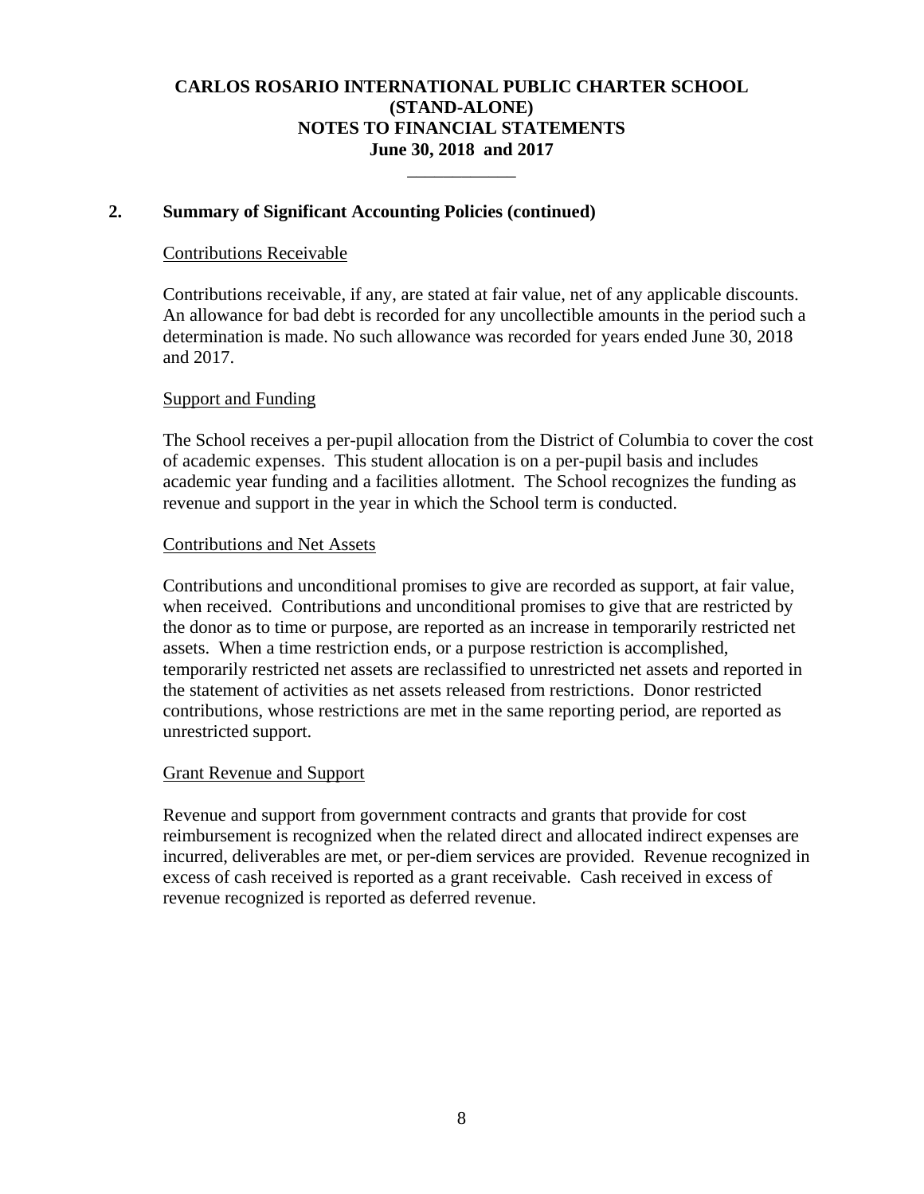## 2. Summary of Significant Accounting Policies (continued)

### Contributions Receivable

Contributions receivable, if any, are stated at fair value, net of any applicable discounts. An allowance for bad debt is recorded for any uncollectible amounts in the period such a determination is made. No such allowance was recorded for years ended June 30, 2018 and 2017.

### Support and Funding

The School receives a per-pupil allocation from the District of Columbia to cover the cost of academic expenses. This student allocation is on a per-pupil basis and includes academic year funding and a facilities allotment. The School recognizes the funding as revenue and support in the year in which the School term is conducted.

### Contributions and Net Assets

Contributions and unconditional promises to give are recorded as support, at fair value, when received. Contributions and unconditional promises to give that are restricted by the donor as to time or purpose, are reported as an increase in temporarily restricted net assets. When a time restriction ends, or a purpose restriction is accomplished, temporarily restricted net assets are reclassified to unrestricted net assets and reported in the statement of activities as net assets released from restrictions. Donor restricted contributions, whose restrictions are met in the same reporting period, are reported as unrestricted support.

### Grant Revenue and Support

Revenue and support from government contracts and grants that provide for cost reimbursement is recognized when the related direct and allocated indirect expenses are incurred, deliverables are met, or per-diem services are provided. Revenue recognized in excess of cash received is reported as a grant receivable. Cash received in excess of revenue recognized is reported as deferred revenue.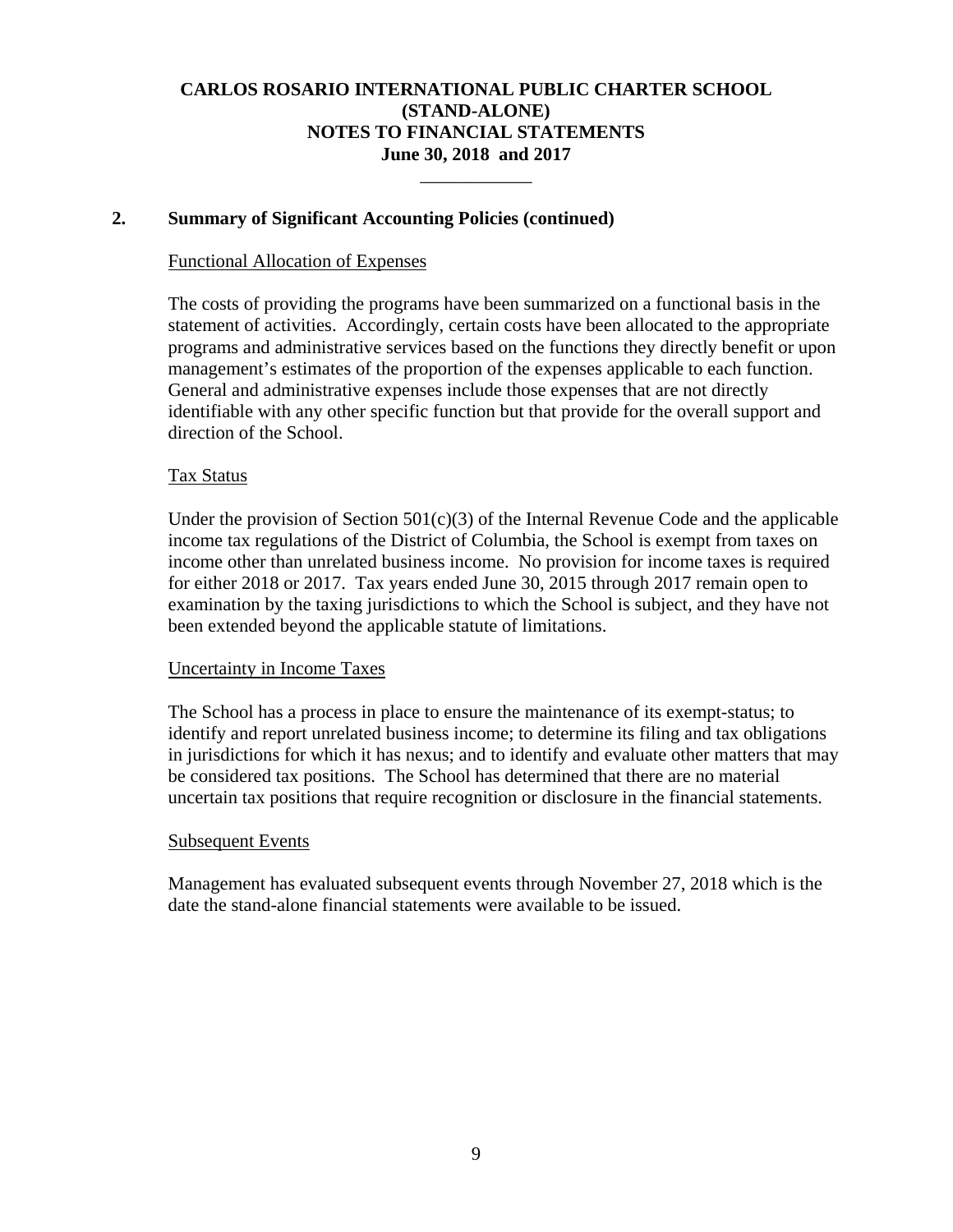## 2. Summary of Significant Accounting Policies (continued)

### Functional Allocation of Expenses

The costs of providing the programs have been summarized on a functional basis in the statement of activities. Accordingly, certain costs have been allocated to the appropriate programs and administrative services based on the functions they directly benefit or upon management's estimates of the proportion of the expenses applicable to each function. General and administrative expenses include those expenses that are not directly identifiable with any other specific function but that provide for the overall support and direction of the School.

### Tax Status

Under the provision of Section 501(c)(3) of the Internal Revenue Code and the applicable income tax regulations of the District of Columbia, the School is exempt from taxes on income other than unrelated business income. No provision for income taxes is required for either 2018 or 2017. Tax years ended June 30, 2015 through 2017 remain open to examination by the taxing jurisdictions to which the School is subject, and they have not been extended beyond the applicable statute of limitations.

### Uncertainty in Income Taxes

The School has a process in place to ensure the maintenance of its exempt-status; to identify and report unrelated business income; to determine its filing and tax obligations in jurisdictions for which it has nexus; and to identify and evaluate other matters that may be considered tax positions. The School has determined that there are no material uncertain tax positions that require recognition or disclosure in the financial statements.

### Subsequent Events

Management has evaluated subsequent events through November 27, 2018 which is the date the stand-alone financial statements were available to be issued.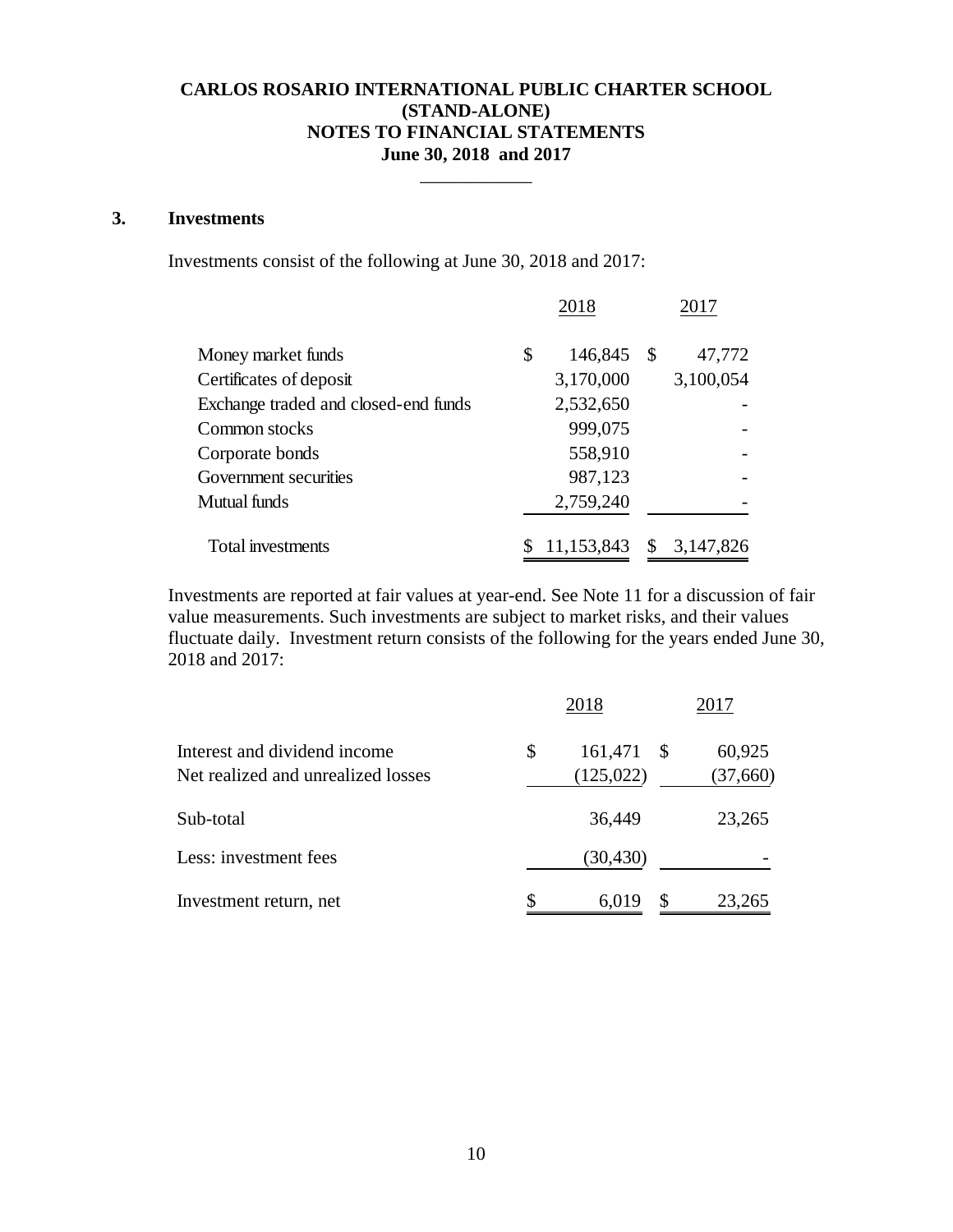**CARLOS ROSARIO INTERNATIONAL PUBLIC CHARTER SCHOOL**
**(STAND-ALONE)**
**NOTES TO FINANCIAL STATEMENTS**
**June 30, 2018 and 2017**

## 3. Investments

Investments consist of the following at June 30, 2018 and 2017:

| | 2018 | 2017 |
|---|---|---|
| Money market funds | $ 146,845 | $ 47,772 |
| Certificates of deposit | 3,170,000 | 3,100,054 |
| Exchange traded and closed-end funds | 2,532,650 | - |
| Common stocks | 999,075 | - |
| Corporate bonds | 558,910 | - |
| Government securities | 987,123 | - |
| Mutual funds | 2,759,240 | - |
| Total investments | $ 11,153,843 | $ 3,147,826 |

Investments are reported at fair values at year-end. See Note 11 for a discussion of fair value measurements. Such investments are subject to market risks, and their values fluctuate daily. Investment return consists of the following for the years ended June 30, 2018 and 2017:

| | 2018 | 2017 |
|---|---|---|
| Interest and dividend income | $ 161,471 | $ 60,925 |
| Net realized and unrealized losses | (125,022) | (37,660) |
| Sub-total | 36,449 | 23,265 |
| Less: investment fees | (30,430) | - |
| Investment return, net | $ 6,019 | $ 23,265 |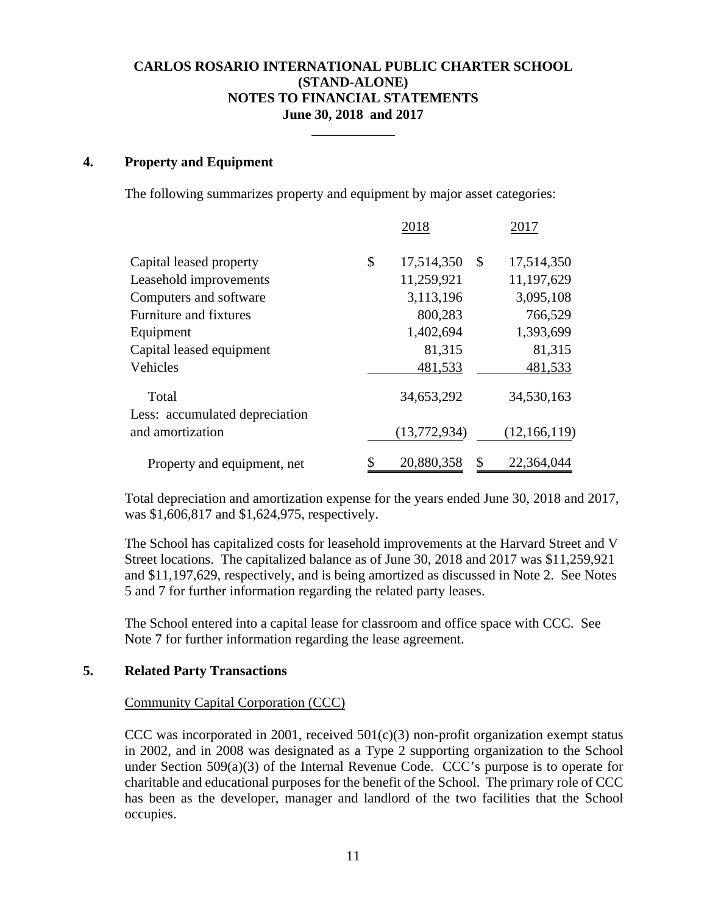# CARLOS ROSARIO INTERNATIONAL PUBLIC CHARTER SCHOOL
# (STAND-ALONE)
# NOTES TO FINANCIAL STATEMENTS
# June 30, 2018 and 2017

## 4. Property and Equipment

The following summarizes property and equipment by major asset categories:

| | 2018 | 2017 |
|---|---|---|
| Capital leased property | $ 17,514,350 | $ 17,514,350 |
| Leasehold improvements | 11,259,921 | 11,197,629 |
| Computers and software | 3,113,196 | 3,095,108 |
| Furniture and fixtures | 800,283 | 766,529 |
| Equipment | 1,402,694 | 1,393,699 |
| Capital leased equipment | 81,315 | 81,315 |
| Vehicles | 481,533 | 481,533 |
| Total | 34,653,292 | 34,530,163 |
| Less: accumulated depreciation and amortization | (13,772,934) | (12,166,119) |
| Property and equipment, net | $ 20,880,358 | $ 22,364,044 |

Total depreciation and amortization expense for the years ended June 30, 2018 and 2017, was $1,606,817 and $1,624,975, respectively.

The School has capitalized costs for leasehold improvements at the Harvard Street and V Street locations. The capitalized balance as of June 30, 2018 and 2017 was $11,259,921 and $11,197,629, respectively, and is being amortized as discussed in Note 2. See Notes 5 and 7 for further information regarding the related party leases.

The School entered into a capital lease for classroom and office space with CCC. See Note 7 for further information regarding the lease agreement.

## 5. Related Party Transactions

Community Capital Corporation (CCC)

CCC was incorporated in 2001, received 501(c)(3) non-profit organization exempt status in 2002, and in 2008 was designated as a Type 2 supporting organization to the School under Section 509(a)(3) of the Internal Revenue Code. CCC's purpose is to operate for charitable and educational purposes for the benefit of the School. The primary role of CCC has been as the developer, manager and landlord of the two facilities that the School occupies.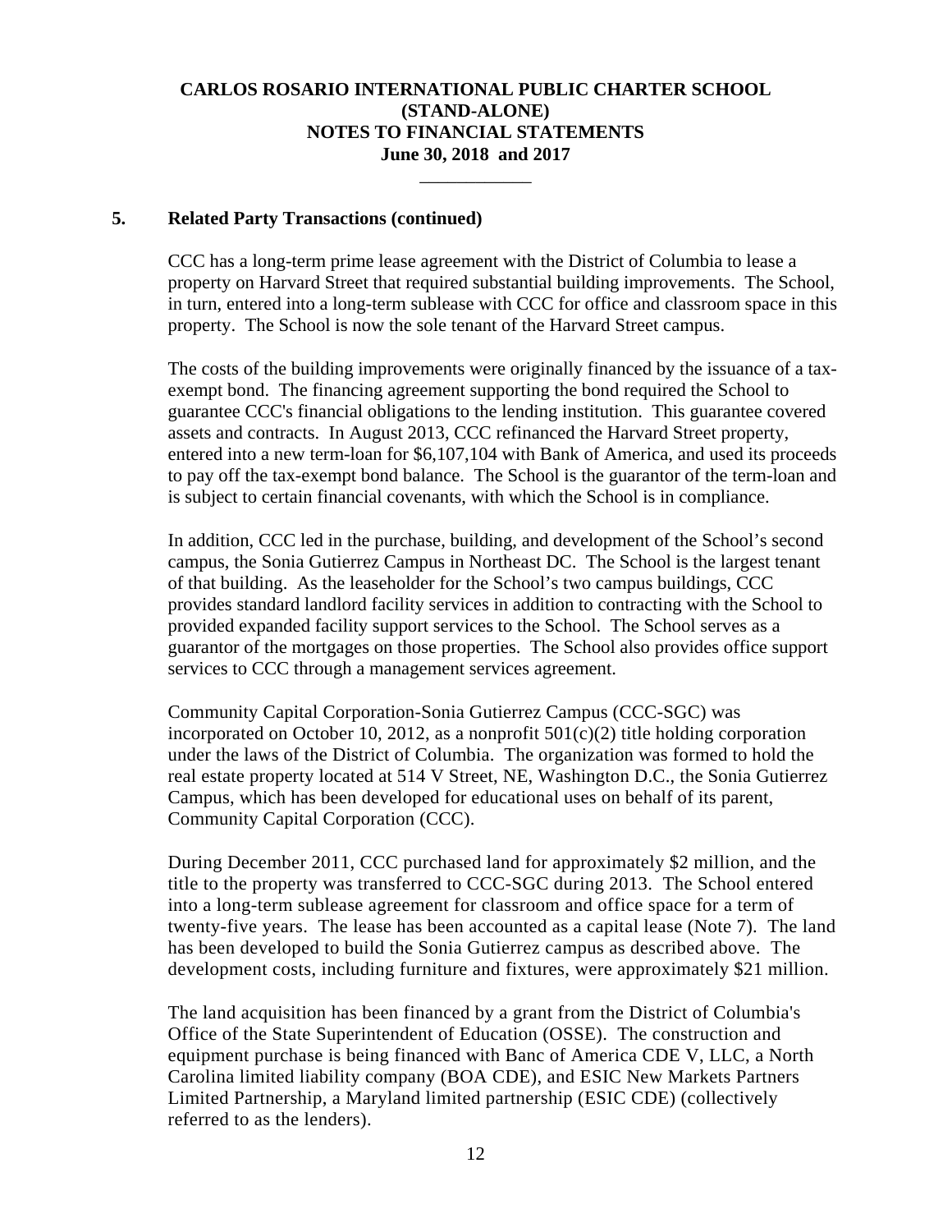**CARLOS ROSARIO INTERNATIONAL PUBLIC CHARTER SCHOOL**
**(STAND-ALONE)**
**NOTES TO FINANCIAL STATEMENTS**
**June 30, 2018 and 2017**

## 5. Related Party Transactions (continued)

CCC has a long-term prime lease agreement with the District of Columbia to lease a property on Harvard Street that required substantial building improvements. The School, in turn, entered into a long-term sublease with CCC for office and classroom space in this property. The School is now the sole tenant of the Harvard Street campus.

The costs of the building improvements were originally financed by the issuance of a tax-exempt bond. The financing agreement supporting the bond required the School to guarantee CCC's financial obligations to the lending institution. This guarantee covered assets and contracts. In August 2013, CCC refinanced the Harvard Street property, entered into a new term-loan for $6,107,104 with Bank of America, and used its proceeds to pay off the tax-exempt bond balance. The School is the guarantor of the term-loan and is subject to certain financial covenants, with which the School is in compliance.

In addition, CCC led in the purchase, building, and development of the School's second campus, the Sonia Gutierrez Campus in Northeast DC. The School is the largest tenant of that building. As the leaseholder for the School's two campus buildings, CCC provides standard landlord facility services in addition to contracting with the School to provided expanded facility support services to the School. The School serves as a guarantor of the mortgages on those properties. The School also provides office support services to CCC through a management services agreement.

Community Capital Corporation-Sonia Gutierrez Campus (CCC-SGC) was incorporated on October 10, 2012, as a nonprofit 501(c)(2) title holding corporation under the laws of the District of Columbia. The organization was formed to hold the real estate property located at 514 V Street, NE, Washington D.C., the Sonia Gutierrez Campus, which has been developed for educational uses on behalf of its parent, Community Capital Corporation (CCC).

During December 2011, CCC purchased land for approximately $2 million, and the title to the property was transferred to CCC-SGC during 2013. The School entered into a long-term sublease agreement for classroom and office space for a term of twenty-five years. The lease has been accounted as a capital lease (Note 7). The land has been developed to build the Sonia Gutierrez campus as described above. The development costs, including furniture and fixtures, were approximately $21 million.

The land acquisition has been financed by a grant from the District of Columbia's Office of the State Superintendent of Education (OSSE). The construction and equipment purchase is being financed with Banc of America CDE V, LLC, a North Carolina limited liability company (BOA CDE), and ESIC New Markets Partners Limited Partnership, a Maryland limited partnership (ESIC CDE) (collectively referred to as the lenders).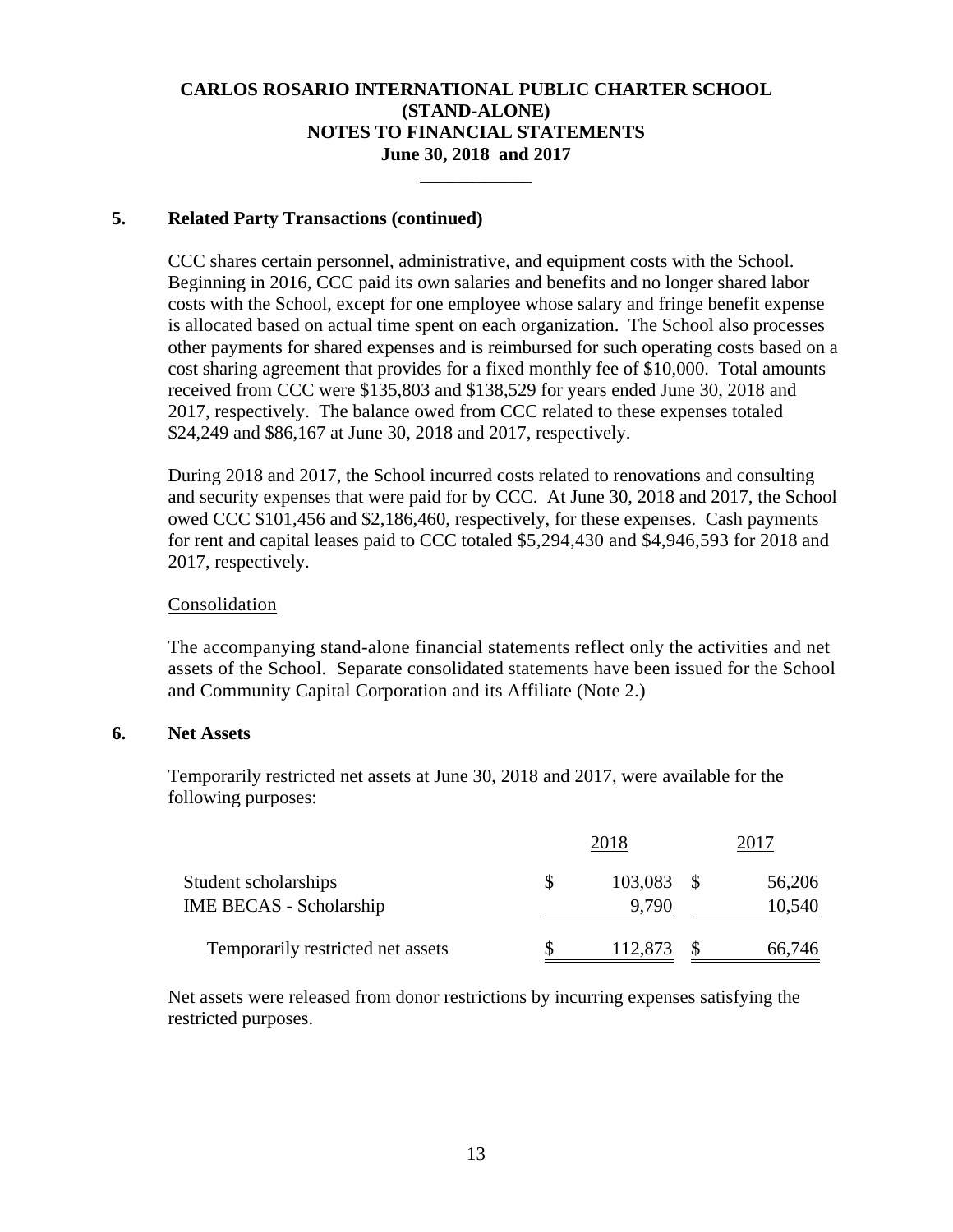**CARLOS ROSARIO INTERNATIONAL PUBLIC CHARTER SCHOOL**
**(STAND-ALONE)**
**NOTES TO FINANCIAL STATEMENTS**
**June 30, 2018 and 2017**

## 5. Related Party Transactions (continued)

CCC shares certain personnel, administrative, and equipment costs with the School. Beginning in 2016, CCC paid its own salaries and benefits and no longer shared labor costs with the School, except for one employee whose salary and fringe benefit expense is allocated based on actual time spent on each organization. The School also processes other payments for shared expenses and is reimbursed for such operating costs based on a cost sharing agreement that provides for a fixed monthly fee of $10,000. Total amounts received from CCC were $135,803 and $138,529 for years ended June 30, 2018 and 2017, respectively. The balance owed from CCC related to these expenses totaled $24,249 and $86,167 at June 30, 2018 and 2017, respectively.

During 2018 and 2017, the School incurred costs related to renovations and consulting and security expenses that were paid for by CCC. At June 30, 2018 and 2017, the School owed CCC $101,456 and $2,186,460, respectively, for these expenses. Cash payments for rent and capital leases paid to CCC totaled $5,294,430 and $4,946,593 for 2018 and 2017, respectively.

Consolidation

The accompanying stand-alone financial statements reflect only the activities and net assets of the School. Separate consolidated statements have been issued for the School and Community Capital Corporation and its Affiliate (Note 2.)

## 6. Net Assets

Temporarily restricted net assets at June 30, 2018 and 2017, were available for the following purposes:

| | 2018 | 2017 |
|---|---|---|
| Student scholarships | $ 103,083 | $ 56,206 |
| IME BECAS - Scholarship | 9,790 | 10,540 |
| Temporarily restricted net assets | $ 112,873 | $ 66,746 |

Net assets were released from donor restrictions by incurring expenses satisfying the restricted purposes.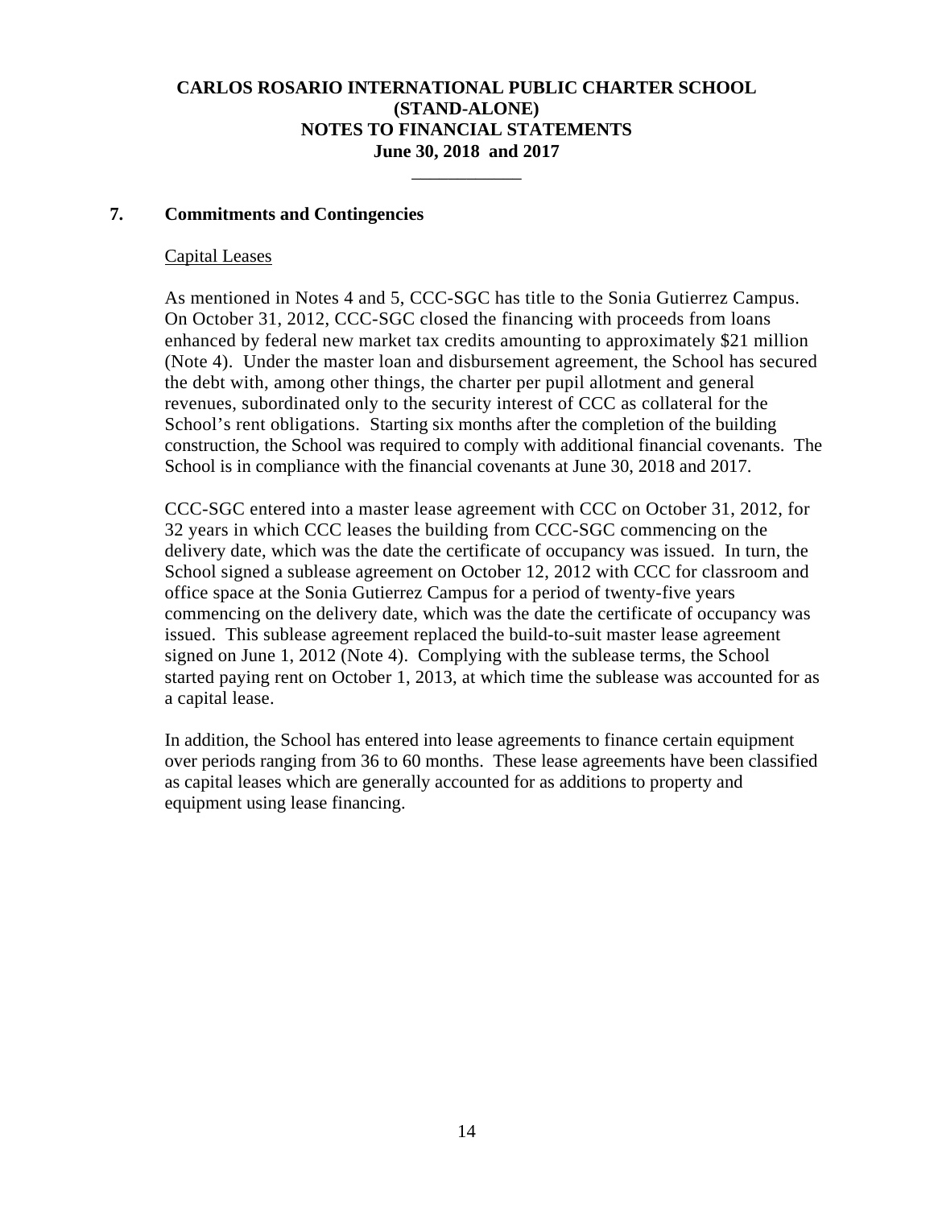# CARLOS ROSARIO INTERNATIONAL PUBLIC CHARTER SCHOOL
# (STAND-ALONE)
# NOTES TO FINANCIAL STATEMENTS
# June 30, 2018 and 2017

## 7. Commitments and Contingencies

Capital Leases

As mentioned in Notes 4 and 5, CCC-SGC has title to the Sonia Gutierrez Campus. On October 31, 2012, CCC-SGC closed the financing with proceeds from loans enhanced by federal new market tax credits amounting to approximately $21 million (Note 4). Under the master loan and disbursement agreement, the School has secured the debt with, among other things, the charter per pupil allotment and general revenues, subordinated only to the security interest of CCC as collateral for the School's rent obligations. Starting six months after the completion of the building construction, the School was required to comply with additional financial covenants. The School is in compliance with the financial covenants at June 30, 2018 and 2017.

CCC-SGC entered into a master lease agreement with CCC on October 31, 2012, for 32 years in which CCC leases the building from CCC-SGC commencing on the delivery date, which was the date the certificate of occupancy was issued. In turn, the School signed a sublease agreement on October 12, 2012 with CCC for classroom and office space at the Sonia Gutierrez Campus for a period of twenty-five years commencing on the delivery date, which was the date the certificate of occupancy was issued. This sublease agreement replaced the build-to-suit master lease agreement signed on June 1, 2012 (Note 4). Complying with the sublease terms, the School started paying rent on October 1, 2013, at which time the sublease was accounted for as a capital lease.

In addition, the School has entered into lease agreements to finance certain equipment over periods ranging from 36 to 60 months. These lease agreements have been classified as capital leases which are generally accounted for as additions to property and equipment using lease financing.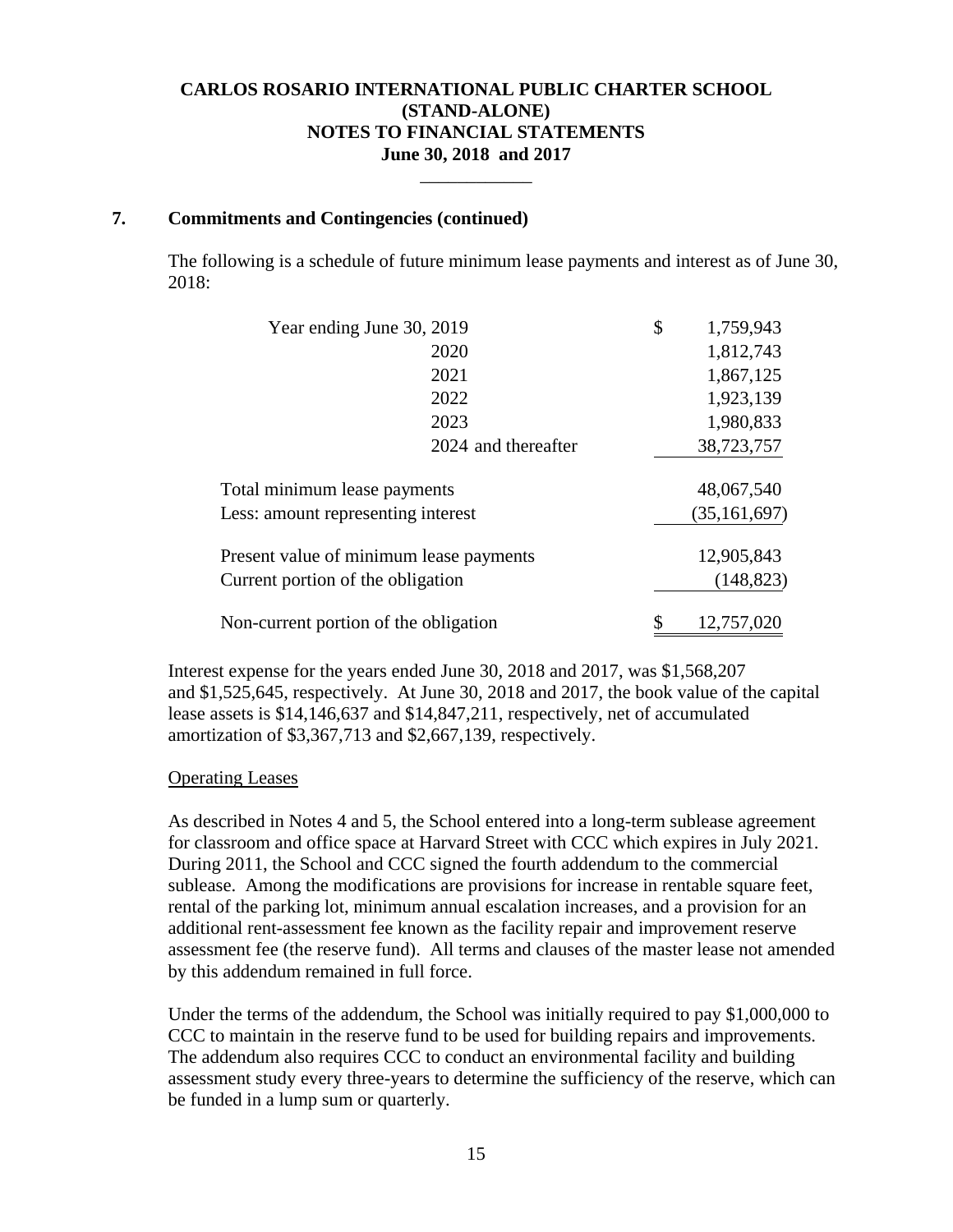## 7. Commitments and Contingencies (continued)

The following is a schedule of future minimum lease payments and interest as of June 30, 2018:

| | |
|---|---|
| Year ending June 30, 2019 | $ 1,759,943 |
| 2020 | 1,812,743 |
| 2021 | 1,867,125 |
| 2022 | 1,923,139 |
| 2023 | 1,980,833 |
| 2024 and thereafter | 38,723,757 |
| Total minimum lease payments | 48,067,540 |
| Less: amount representing interest | (35,161,697) |
| Present value of minimum lease payments | 12,905,843 |
| Current portion of the obligation | (148,823) |
| Non-current portion of the obligation | $ 12,757,020 |

Interest expense for the years ended June 30, 2018 and 2017, was $1,568,207 and $1,525,645, respectively. At June 30, 2018 and 2017, the book value of the capital lease assets is $14,146,637 and $14,847,211, respectively, net of accumulated amortization of $3,367,713 and $2,667,139, respectively.

### Operating Leases

As described in Notes 4 and 5, the School entered into a long-term sublease agreement for classroom and office space at Harvard Street with CCC which expires in July 2021. During 2011, the School and CCC signed the fourth addendum to the commercial sublease. Among the modifications are provisions for increase in rentable square feet, rental of the parking lot, minimum annual escalation increases, and a provision for an additional rent-assessment fee known as the facility repair and improvement reserve assessment fee (the reserve fund). All terms and clauses of the master lease not amended by this addendum remained in full force.

Under the terms of the addendum, the School was initially required to pay $1,000,000 to CCC to maintain in the reserve fund to be used for building repairs and improvements. The addendum also requires CCC to conduct an environmental facility and building assessment study every three-years to determine the sufficiency of the reserve, which can be funded in a lump sum or quarterly.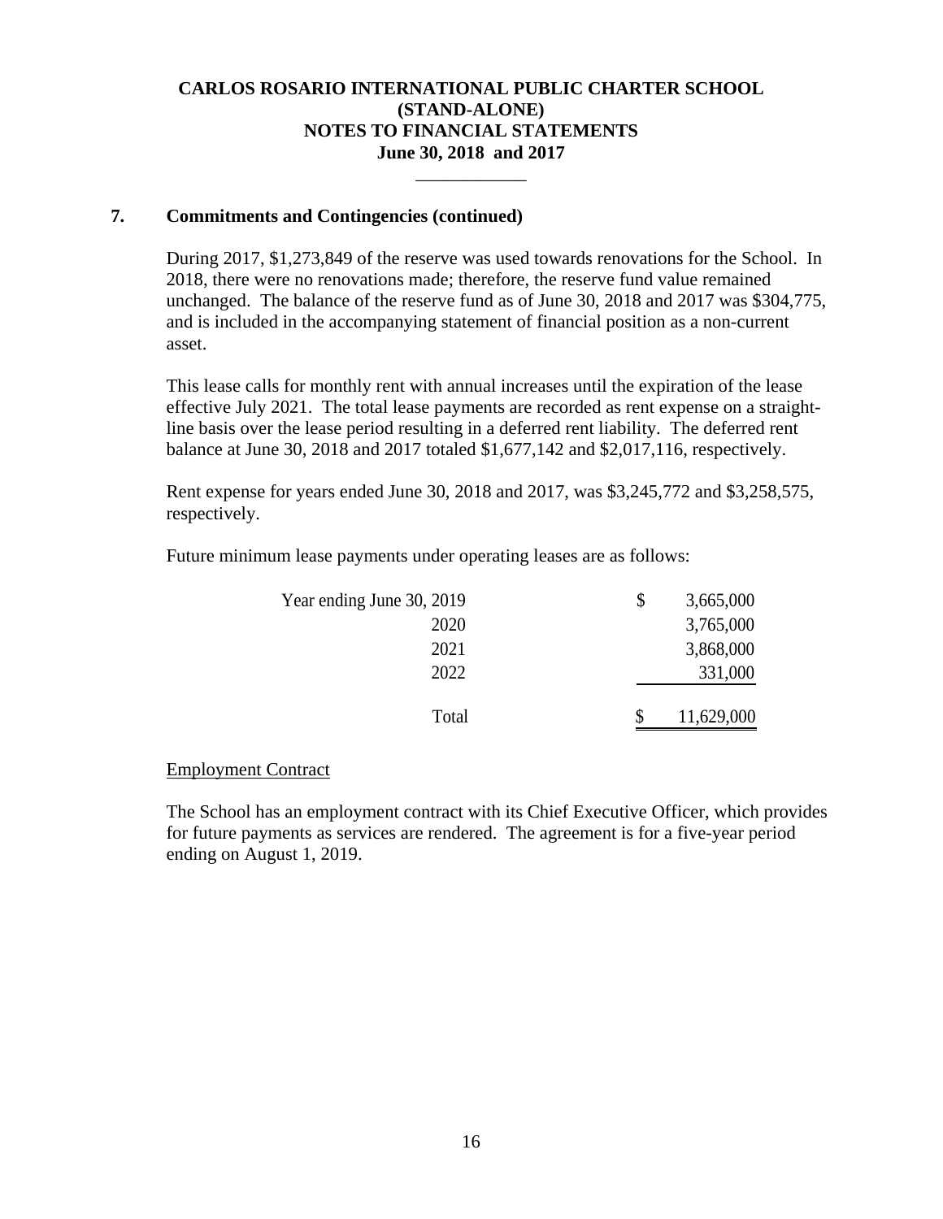## 7. Commitments and Contingencies (continued)

During 2017, $1,273,849 of the reserve was used towards renovations for the School. In 2018, there were no renovations made; therefore, the reserve fund value remained unchanged. The balance of the reserve fund as of June 30, 2018 and 2017 was $304,775, and is included in the accompanying statement of financial position as a non-current asset.

This lease calls for monthly rent with annual increases until the expiration of the lease effective July 2021. The total lease payments are recorded as rent expense on a straight-line basis over the lease period resulting in a deferred rent liability. The deferred rent balance at June 30, 2018 and 2017 totaled $1,677,142 and $2,017,116, respectively.

Rent expense for years ended June 30, 2018 and 2017, was $3,245,772 and $3,258,575, respectively.

Future minimum lease payments under operating leases are as follows:

| | |
|---|---|
| Year ending June 30, 2019 | $ 3,665,000 |
| 2020 | 3,765,000 |
| 2021 | 3,868,000 |
| 2022 | 331,000 |
| Total | $ 11,629,000 |

Employment Contract

The School has an employment contract with its Chief Executive Officer, which provides for future payments as services are rendered. The agreement is for a five-year period ending on August 1, 2019.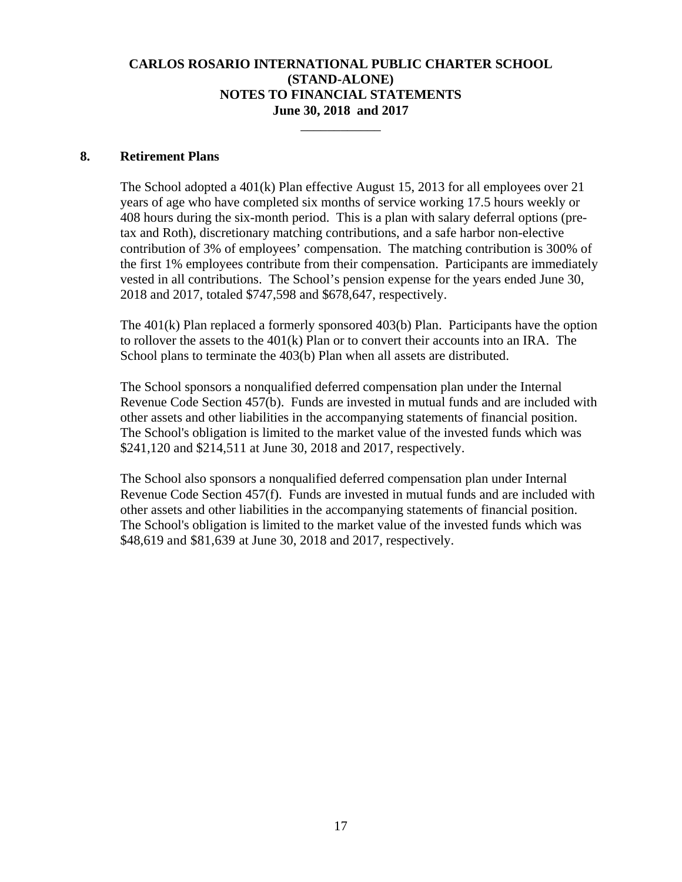# CARLOS ROSARIO INTERNATIONAL PUBLIC CHARTER SCHOOL
## (STAND-ALONE)
## NOTES TO FINANCIAL STATEMENTS
## June 30, 2018 and 2017

### 8. Retirement Plans

The School adopted a 401(k) Plan effective August 15, 2013 for all employees over 21 years of age who have completed six months of service working 17.5 hours weekly or 408 hours during the six-month period. This is a plan with salary deferral options (pre-tax and Roth), discretionary matching contributions, and a safe harbor non-elective contribution of 3% of employees' compensation. The matching contribution is 300% of the first 1% employees contribute from their compensation. Participants are immediately vested in all contributions. The School's pension expense for the years ended June 30, 2018 and 2017, totaled $747,598 and $678,647, respectively.

The 401(k) Plan replaced a formerly sponsored 403(b) Plan. Participants have the option to rollover the assets to the 401(k) Plan or to convert their accounts into an IRA. The School plans to terminate the 403(b) Plan when all assets are distributed.

The School sponsors a nonqualified deferred compensation plan under the Internal Revenue Code Section 457(b). Funds are invested in mutual funds and are included with other assets and other liabilities in the accompanying statements of financial position. The School's obligation is limited to the market value of the invested funds which was $241,120 and $214,511 at June 30, 2018 and 2017, respectively.

The School also sponsors a nonqualified deferred compensation plan under Internal Revenue Code Section 457(f). Funds are invested in mutual funds and are included with other assets and other liabilities in the accompanying statements of financial position. The School's obligation is limited to the market value of the invested funds which was $48,619 and $81,639 at June 30, 2018 and 2017, respectively.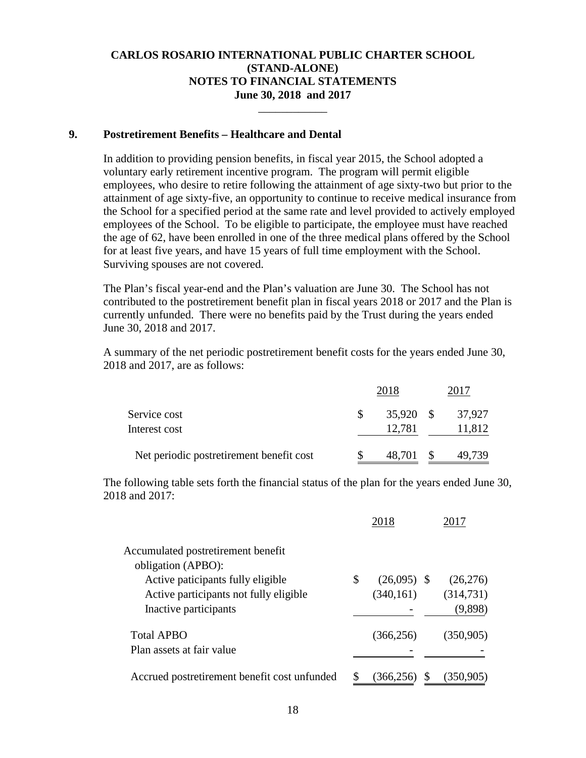# CARLOS ROSARIO INTERNATIONAL PUBLIC CHARTER SCHOOL
# (STAND-ALONE)
# NOTES TO FINANCIAL STATEMENTS
# June 30, 2018 and 2017

## 9. Postretirement Benefits – Healthcare and Dental

In addition to providing pension benefits, in fiscal year 2015, the School adopted a voluntary early retirement incentive program. The program will permit eligible employees, who desire to retire following the attainment of age sixty-two but prior to the attainment of age sixty-five, an opportunity to continue to receive medical insurance from the School for a specified period at the same rate and level provided to actively employed employees of the School. To be eligible to participate, the employee must have reached the age of 62, have been enrolled in one of the three medical plans offered by the School for at least five years, and have 15 years of full time employment with the School. Surviving spouses are not covered.

The Plan's fiscal year-end and the Plan's valuation are June 30. The School has not contributed to the postretirement benefit plan in fiscal years 2018 or 2017 and the Plan is currently unfunded. There were no benefits paid by the Trust during the years ended June 30, 2018 and 2017.

A summary of the net periodic postretirement benefit costs for the years ended June 30, 2018 and 2017, are as follows:

| | 2018 | 2017 |
|---|---|---|
| Service cost | $ 35,920 | $ 37,927 |
| Interest cost | 12,781 | 11,812 |
| Net periodic postretirement benefit cost | $ 48,701 | $ 49,739 |

The following table sets forth the financial status of the plan for the years ended June 30, 2018 and 2017:

| | 2018 | 2017 |
|---|---|---|
| Accumulated postretirement benefit obligation (APBO): | | |
| Active paticipants fully eligible | $ (26,095) | $ (26,276) |
| Active participants not fully eligible | (340,161) | (314,731) |
| Inactive participants | - | (9,898) |
| Total APBO | (366,256) | (350,905) |
| Plan assets at fair value | - | - |
| Accrued postretirement benefit cost unfunded | $ (366,256) | $ (350,905) |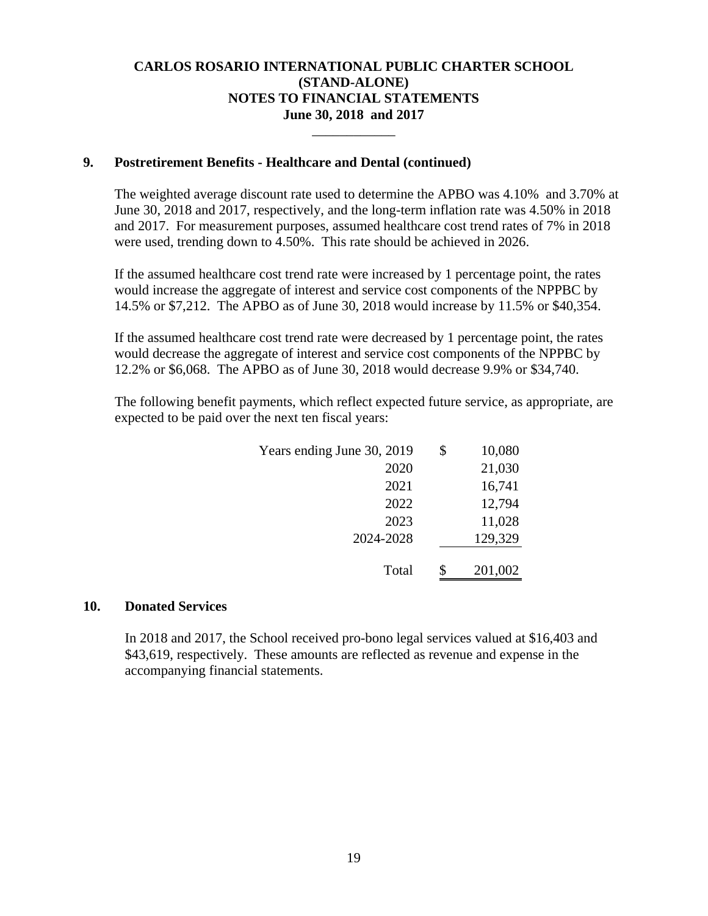# CARLOS ROSARIO INTERNATIONAL PUBLIC CHARTER SCHOOL
## (STAND-ALONE)
## NOTES TO FINANCIAL STATEMENTS
## June 30, 2018 and 2017

### 9. Postretirement Benefits - Healthcare and Dental (continued)

The weighted average discount rate used to determine the APBO was 4.10% and 3.70% at June 30, 2018 and 2017, respectively, and the long-term inflation rate was 4.50% in 2018 and 2017. For measurement purposes, assumed healthcare cost trend rates of 7% in 2018 were used, trending down to 4.50%. This rate should be achieved in 2026.

If the assumed healthcare cost trend rate were increased by 1 percentage point, the rates would increase the aggregate of interest and service cost components of the NPPBC by 14.5% or $7,212. The APBO as of June 30, 2018 would increase by 11.5% or $40,354.

If the assumed healthcare cost trend rate were decreased by 1 percentage point, the rates would decrease the aggregate of interest and service cost components of the NPPBC by 12.2% or $6,068. The APBO as of June 30, 2018 would decrease 9.9% or $34,740.

The following benefit payments, which reflect expected future service, as appropriate, are expected to be paid over the next ten fiscal years:

| | | |
|---|---|---|
| Years ending June 30, 2019 | $ | 10,080 |
| 2020 | | 21,030 |
| 2021 | | 16,741 |
| 2022 | | 12,794 |
| 2023 | | 11,028 |
| 2024-2028 | | 129,329 |
| Total | $ | 201,002 |

### 10. Donated Services

In 2018 and 2017, the School received pro-bono legal services valued at $16,403 and $43,619, respectively. These amounts are reflected as revenue and expense in the accompanying financial statements.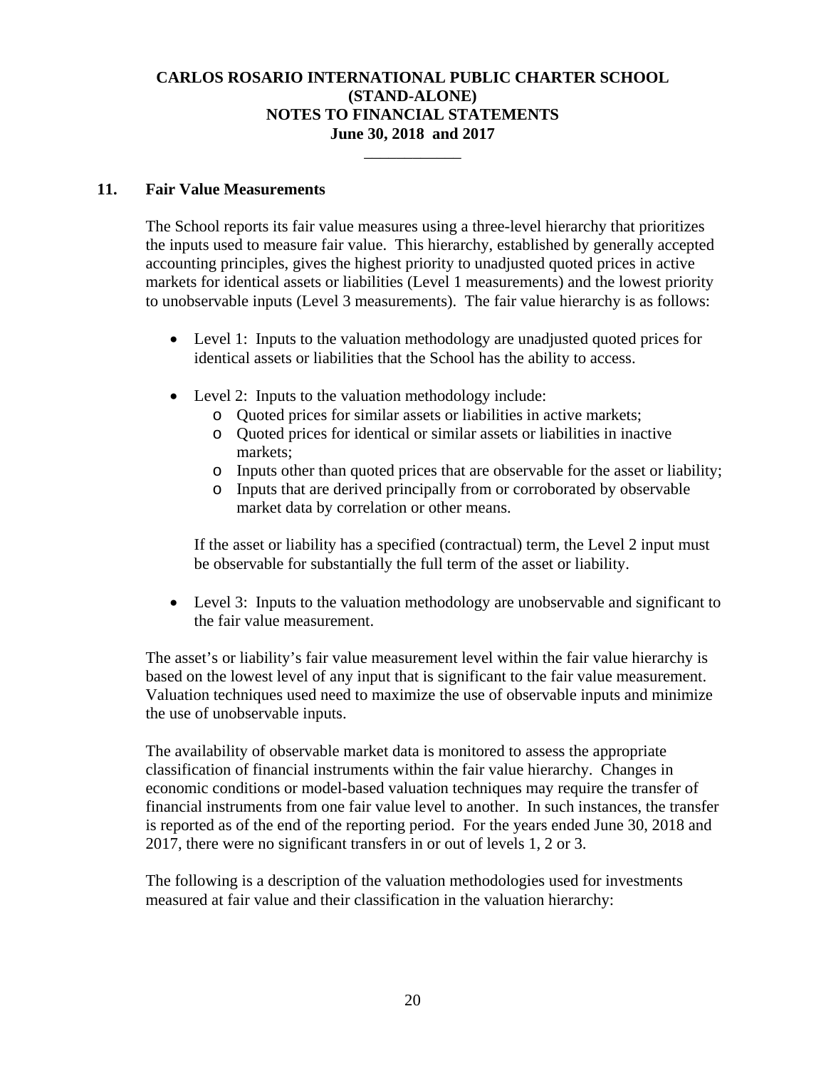# CARLOS ROSARIO INTERNATIONAL PUBLIC CHARTER SCHOOL
# (STAND-ALONE)
# NOTES TO FINANCIAL STATEMENTS
# June 30, 2018 and 2017

## 11. Fair Value Measurements

The School reports its fair value measures using a three-level hierarchy that prioritizes the inputs used to measure fair value. This hierarchy, established by generally accepted accounting principles, gives the highest priority to unadjusted quoted prices in active markets for identical assets or liabilities (Level 1 measurements) and the lowest priority to unobservable inputs (Level 3 measurements). The fair value hierarchy is as follows:

- Level 1: Inputs to the valuation methodology are unadjusted quoted prices for identical assets or liabilities that the School has the ability to access.

- Level 2: Inputs to the valuation methodology include:
  - Quoted prices for similar assets or liabilities in active markets;
  - Quoted prices for identical or similar assets or liabilities in inactive markets;
  - Inputs other than quoted prices that are observable for the asset or liability;
  - Inputs that are derived principally from or corroborated by observable market data by correlation or other means.

  If the asset or liability has a specified (contractual) term, the Level 2 input must be observable for substantially the full term of the asset or liability.

- Level 3: Inputs to the valuation methodology are unobservable and significant to the fair value measurement.

The asset's or liability's fair value measurement level within the fair value hierarchy is based on the lowest level of any input that is significant to the fair value measurement. Valuation techniques used need to maximize the use of observable inputs and minimize the use of unobservable inputs.

The availability of observable market data is monitored to assess the appropriate classification of financial instruments within the fair value hierarchy. Changes in economic conditions or model-based valuation techniques may require the transfer of financial instruments from one fair value level to another. In such instances, the transfer is reported as of the end of the reporting period. For the years ended June 30, 2018 and 2017, there were no significant transfers in or out of levels 1, 2 or 3.

The following is a description of the valuation methodologies used for investments measured at fair value and their classification in the valuation hierarchy: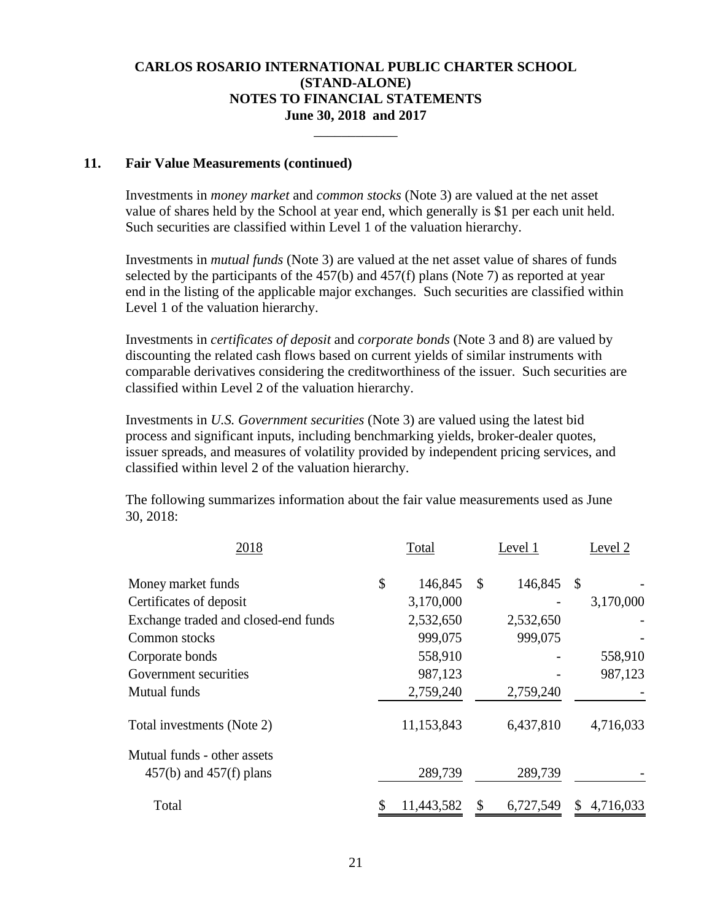**CARLOS ROSARIO INTERNATIONAL PUBLIC CHARTER SCHOOL**
**(STAND-ALONE)**
**NOTES TO FINANCIAL STATEMENTS**
**June 30, 2018 and 2017**

## 11. Fair Value Measurements (continued)

Investments in *money market* and *common stocks* (Note 3) are valued at the net asset value of shares held by the School at year end, which generally is $1 per each unit held. Such securities are classified within Level 1 of the valuation hierarchy.

Investments in *mutual funds* (Note 3) are valued at the net asset value of shares of funds selected by the participants of the 457(b) and 457(f) plans (Note 7) as reported at year end in the listing of the applicable major exchanges. Such securities are classified within Level 1 of the valuation hierarchy.

Investments in *certificates of deposit* and *corporate bonds* (Note 3 and 8) are valued by discounting the related cash flows based on current yields of similar instruments with comparable derivatives considering the creditworthiness of the issuer. Such securities are classified within Level 2 of the valuation hierarchy.

Investments in *U.S. Government securities* (Note 3) are valued using the latest bid process and significant inputs, including benchmarking yields, broker-dealer quotes, issuer spreads, and measures of volatility provided by independent pricing services, and classified within level 2 of the valuation hierarchy.

The following summarizes information about the fair value measurements used as June 30, 2018:

| 2018 | Total | Level 1 | Level 2 |
|---|---|---|---|
| Money market funds | $ 146,845 | $ 146,845 | $ - |
| Certificates of deposit | 3,170,000 | - | 3,170,000 |
| Exchange traded and closed-end funds | 2,532,650 | 2,532,650 | - |
| Common stocks | 999,075 | 999,075 | - |
| Corporate bonds | 558,910 | - | 558,910 |
| Government securities | 987,123 | - | 987,123 |
| Mutual funds | 2,759,240 | 2,759,240 | - |
| Total investments (Note 2) | 11,153,843 | 6,437,810 | 4,716,033 |
| Mutual funds - other assets 457(b) and 457(f) plans | 289,739 | 289,739 | - |
| Total | $ 11,443,582 | $ 6,727,549 | $ 4,716,033 |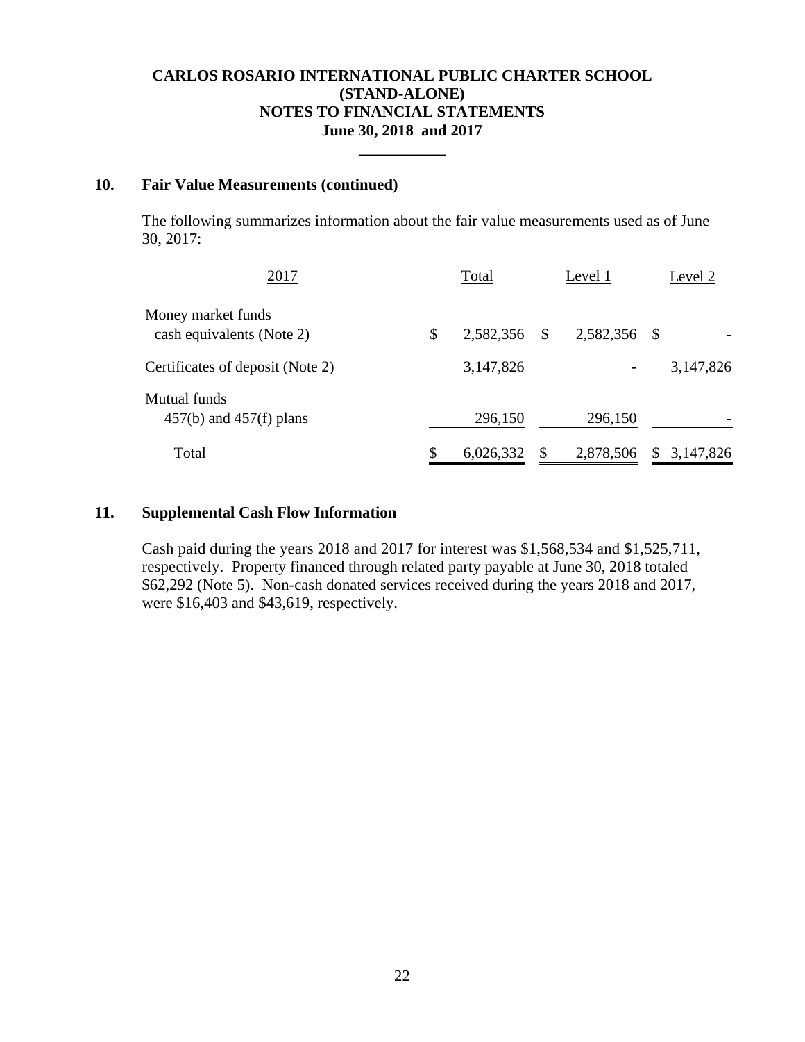**CARLOS ROSARIO INTERNATIONAL PUBLIC CHARTER SCHOOL**
**(STAND-ALONE)**
**NOTES TO FINANCIAL STATEMENTS**
**June 30, 2018 and 2017**

## 10. Fair Value Measurements (continued)

The following summarizes information about the fair value measurements used as of June 30, 2017:

| 2017 | Total | Level 1 | Level 2 |
|---|---|---|---|
| Money market funds cash equivalents (Note 2) | $ 2,582,356 | $ 2,582,356 | $ - |
| Certificates of deposit (Note 2) | 3,147,826 | - | 3,147,826 |
| Mutual funds 457(b) and 457(f) plans | 296,150 | 296,150 | - |
| Total | $ 6,026,332 | $ 2,878,506 | $ 3,147,826 |

## 11. Supplemental Cash Flow Information

Cash paid during the years 2018 and 2017 for interest was $1,568,534 and $1,525,711, respectively. Property financed through related party payable at June 30, 2018 totaled $62,292 (Note 5). Non-cash donated services received during the years 2018 and 2017, were $16,403 and $43,619, respectively.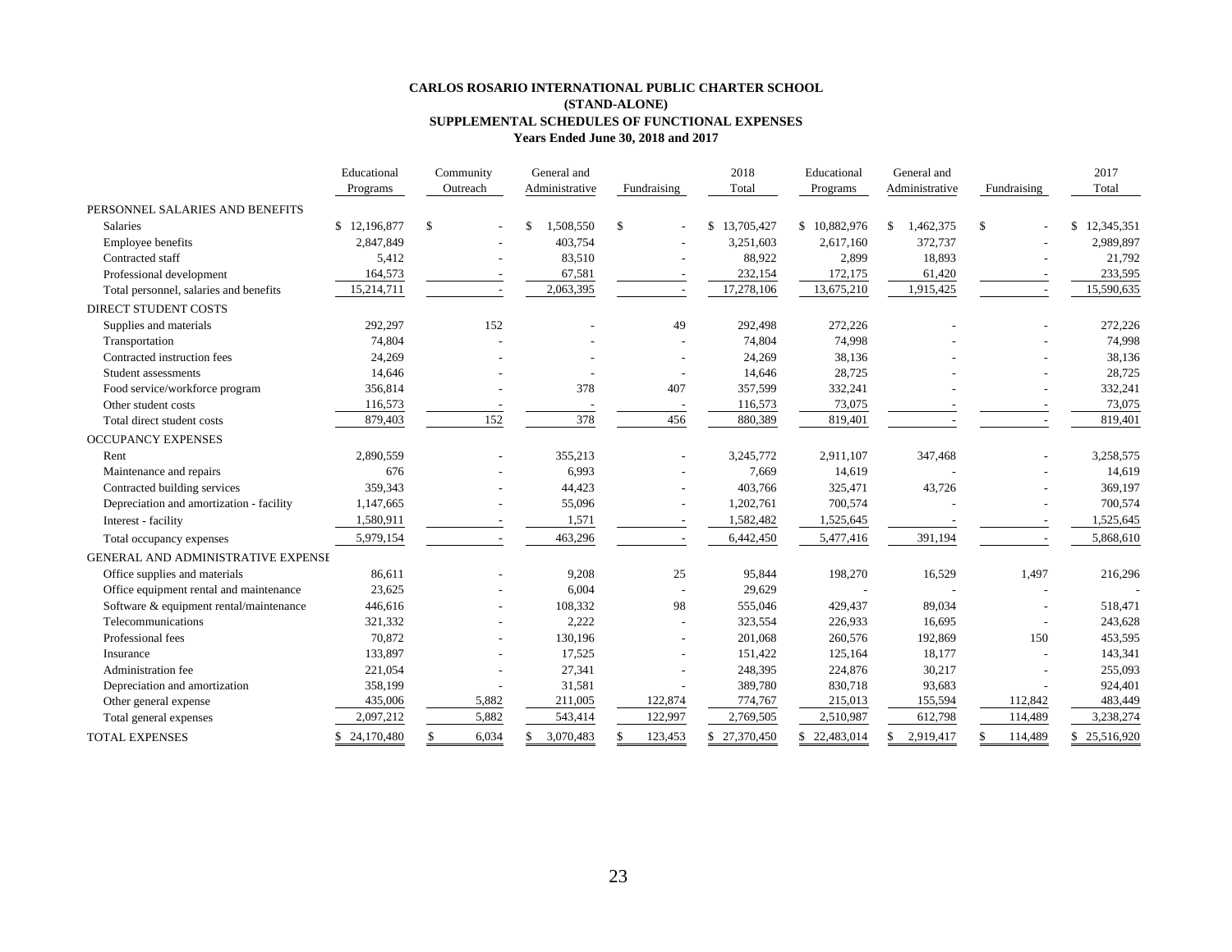**CARLOS ROSARIO INTERNATIONAL PUBLIC CHARTER SCHOOL**
**(STAND-ALONE)**
**SUPPLEMENTAL SCHEDULES OF FUNCTIONAL EXPENSES**
**Years Ended June 30, 2018 and 2017**

| | Educational Programs | Community Outreach | General and Administrative | Fundraising | 2018 Total | Educational Programs | General and Administrative | Fundraising | 2017 Total |
|---|---|---|---|---|---|---|---|---|---|
| PERSONNEL SALARIES AND BENEFITS | | | | | | | | | |
| Salaries | $ 12,196,877 | $ - | $ 1,508,550 | $ - | $ 13,705,427 | $ 10,882,976 | $ 1,462,375 | $ - | $ 12,345,351 |
| Employee benefits | 2,847,849 | - | 403,754 | - | 3,251,603 | 2,617,160 | 372,737 | - | 2,989,897 |
| Contracted staff | 5,412 | - | 83,510 | - | 88,922 | 2,899 | 18,893 | - | 21,792 |
| Professional development | 164,573 | - | 67,581 | - | 232,154 | 172,175 | 61,420 | - | 233,595 |
| Total personnel, salaries and benefits | 15,214,711 | - | 2,063,395 | - | 17,278,106 | 13,675,210 | 1,915,425 | - | 15,590,635 |
| DIRECT STUDENT COSTS | | | | | | | | | |
| Supplies and materials | 292,297 | 152 | - | 49 | 292,498 | 272,226 | - | - | 272,226 |
| Transportation | 74,804 | - | - | - | 74,804 | 74,998 | - | - | 74,998 |
| Contracted instruction fees | 24,269 | - | - | - | 24,269 | 38,136 | - | - | 38,136 |
| Student assessments | 14,646 | - | - | - | 14,646 | 28,725 | - | - | 28,725 |
| Food service/workforce program | 356,814 | - | 378 | 407 | 357,599 | 332,241 | - | - | 332,241 |
| Other student costs | 116,573 | - | - | - | 116,573 | 73,075 | - | - | 73,075 |
| Total direct student costs | 879,403 | 152 | 378 | 456 | 880,389 | 819,401 | - | - | 819,401 |
| OCCUPANCY EXPENSES | | | | | | | | | |
| Rent | 2,890,559 | - | 355,213 | - | 3,245,772 | 2,911,107 | 347,468 | - | 3,258,575 |
| Maintenance and repairs | 676 | - | 6,993 | - | 7,669 | 14,619 | - | - | 14,619 |
| Contracted building services | 359,343 | - | 44,423 | - | 403,766 | 325,471 | 43,726 | - | 369,197 |
| Depreciation and amortization - facility | 1,147,665 | - | 55,096 | - | 1,202,761 | 700,574 | - | - | 700,574 |
| Interest - facility | 1,580,911 | - | 1,571 | - | 1,582,482 | 1,525,645 | - | - | 1,525,645 |
| Total occupancy expenses | 5,979,154 | - | 463,296 | - | 6,442,450 | 5,477,416 | 391,194 | - | 5,868,610 |
| GENERAL AND ADMINISTRATIVE EXPENSE | | | | | | | | | |
| Office supplies and materials | 86,611 | - | 9,208 | 25 | 95,844 | 198,270 | 16,529 | 1,497 | 216,296 |
| Office equipment rental and maintenance | 23,625 | - | 6,004 | - | 29,629 | - | - | - | - |
| Software & equipment rental/maintenance | 446,616 | - | 108,332 | 98 | 555,046 | 429,437 | 89,034 | - | 518,471 |
| Telecommunications | 321,332 | - | 2,222 | - | 323,554 | 226,933 | 16,695 | - | 243,628 |
| Professional fees | 70,872 | - | 130,196 | - | 201,068 | 260,576 | 192,869 | 150 | 453,595 |
| Insurance | 133,897 | - | 17,525 | - | 151,422 | 125,164 | 18,177 | - | 143,341 |
| Administration fee | 221,054 | - | 27,341 | - | 248,395 | 224,876 | 30,217 | - | 255,093 |
| Depreciation and amortization | 358,199 | - | 31,581 | - | 389,780 | 830,718 | 93,683 | - | 924,401 |
| Other general expense | 435,006 | 5,882 | 211,005 | 122,874 | 774,767 | 215,013 | 155,594 | 112,842 | 483,449 |
| Total general expenses | 2,097,212 | 5,882 | 543,414 | 122,997 | 2,769,505 | 2,510,987 | 612,798 | 114,489 | 3,238,274 |
| TOTAL EXPENSES | $ 24,170,480 | $ 6,034 | $ 3,070,483 | $ 123,453 | $ 27,370,450 | $ 22,483,014 | $ 2,919,417 | $ 114,489 | $ 25,516,920 |